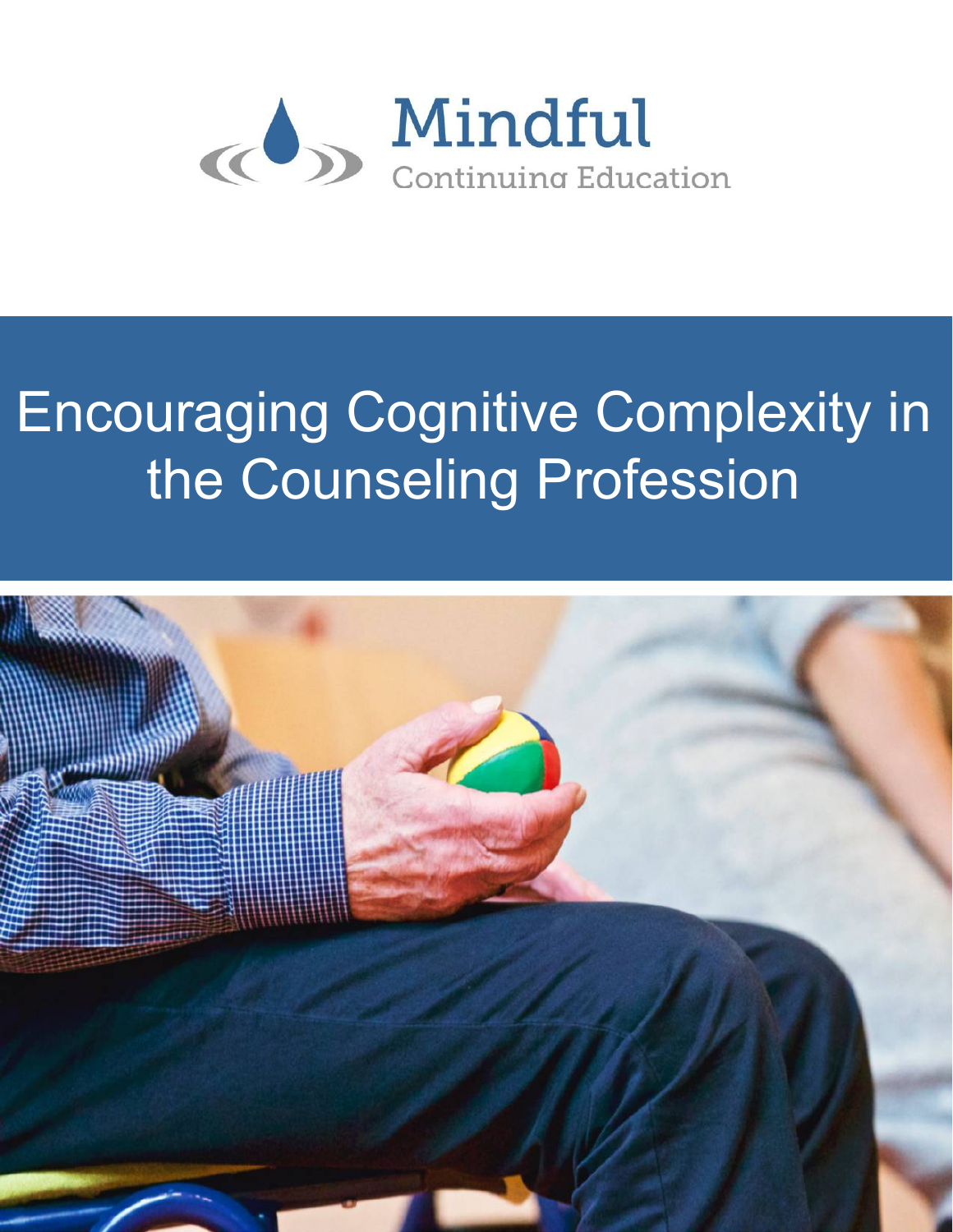Mindful

Continuing Education

# Encouraging Cognitive Complexity in the Counseling Profession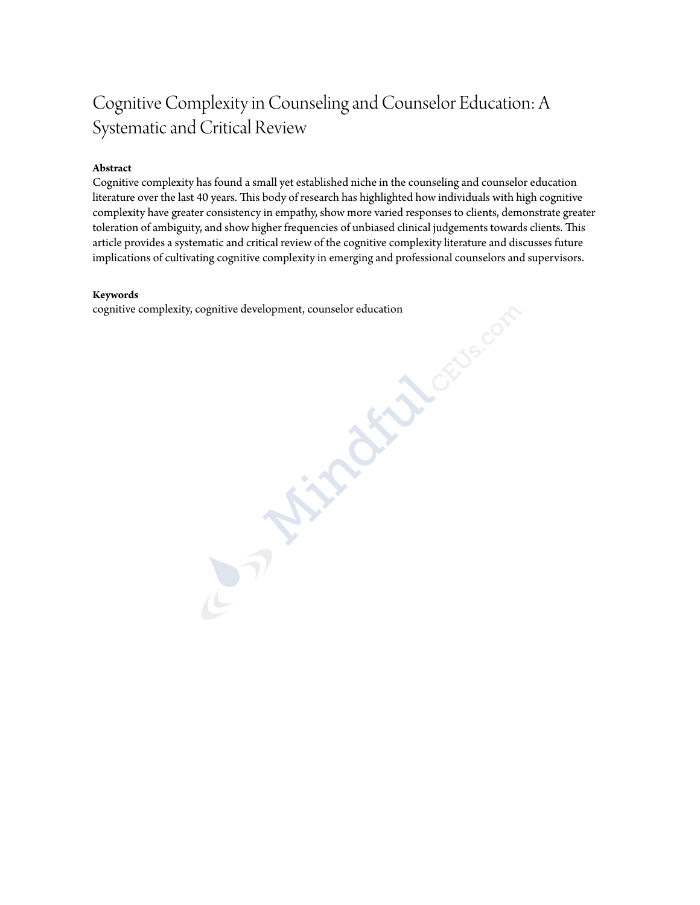# Cognitive Complexity in Counseling and Counselor Education: A Systematic and Critical Review

**Abstract**

Cognitive complexity has found a small yet established niche in the counseling and counselor education literature over the last 40 years. This body of research has highlighted how individuals with high cognitive complexity have greater consistency in empathy, show more varied responses to clients, demonstrate greater toleration of ambiguity, and show higher frequencies of unbiased clinical judgements towards clients. This article provides a systematic and critical review of the cognitive complexity literature and discusses future implications of cultivating cognitive complexity in emerging and professional counselors and supervisors.

**Keywords**

cognitive complexity, cognitive development, counselor education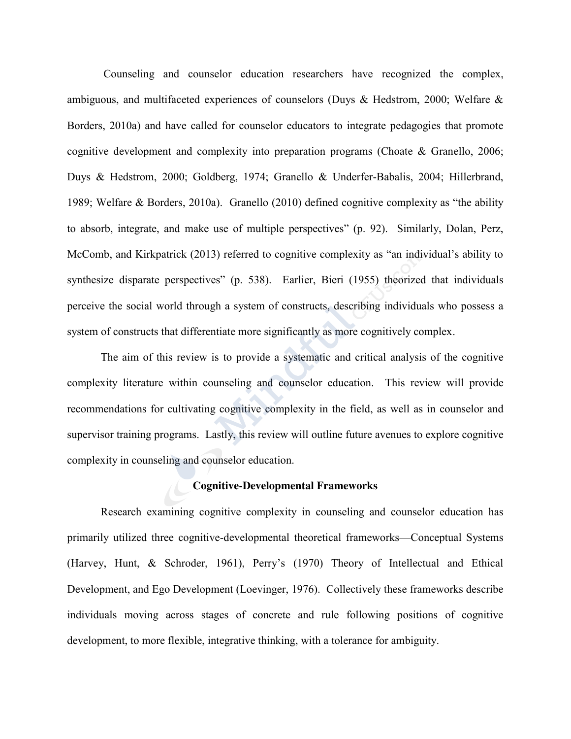Counseling and counselor education researchers have recognized the complex, ambiguous, and multifaceted experiences of counselors (Duys & Hedstrom, 2000; Welfare & Borders, 2010a) and have called for counselor educators to integrate pedagogies that promote cognitive development and complexity into preparation programs (Choate & Granello, 2006; Duys & Hedstrom, 2000; Goldberg, 1974; Granello & Underfer-Babalis, 2004; Hillerbrand, 1989; Welfare & Borders, 2010a). Granello (2010) defined cognitive complexity as "the ability to absorb, integrate, and make use of multiple perspectives" (p. 92). Similarly, Dolan, Perz, McComb, and Kirkpatrick (2013) referred to cognitive complexity as "an individual's ability to synthesize disparate perspectives" (p. 538). Earlier, Bieri (1955) theorized that individuals perceive the social world through a system of constructs, describing individuals who possess a system of constructs that differentiate more significantly as more cognitively complex.

The aim of this review is to provide a systematic and critical analysis of the cognitive complexity literature within counseling and counselor education. This review will provide recommendations for cultivating cognitive complexity in the field, as well as in counselor and supervisor training programs. Lastly, this review will outline future avenues to explore cognitive complexity in counseling and counselor education.

## Cognitive-Developmental Frameworks

Research examining cognitive complexity in counseling and counselor education has primarily utilized three cognitive-developmental theoretical frameworks—Conceptual Systems (Harvey, Hunt, & Schroder, 1961), Perry's (1970) Theory of Intellectual and Ethical Development, and Ego Development (Loevinger, 1976). Collectively these frameworks describe individuals moving across stages of concrete and rule following positions of cognitive development, to more flexible, integrative thinking, with a tolerance for ambiguity.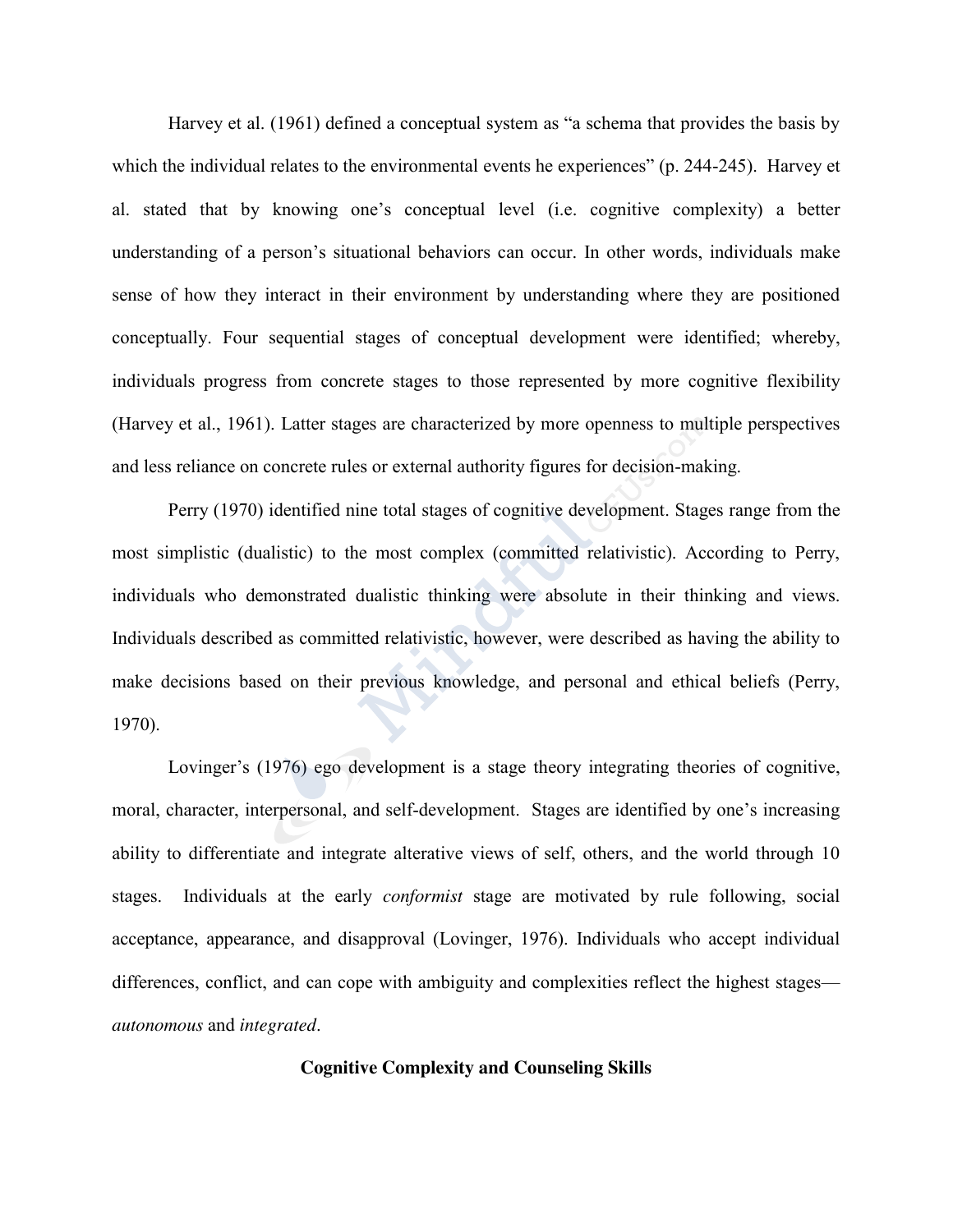Harvey et al. (1961) defined a conceptual system as "a schema that provides the basis by which the individual relates to the environmental events he experiences" (p. 244-245). Harvey et al. stated that by knowing one's conceptual level (i.e. cognitive complexity) a better understanding of a person's situational behaviors can occur. In other words, individuals make sense of how they interact in their environment by understanding where they are positioned conceptually. Four sequential stages of conceptual development were identified; whereby, individuals progress from concrete stages to those represented by more cognitive flexibility (Harvey et al., 1961). Latter stages are characterized by more openness to multiple perspectives and less reliance on concrete rules or external authority figures for decision-making.

Perry (1970) identified nine total stages of cognitive development. Stages range from the most simplistic (dualistic) to the most complex (committed relativistic). According to Perry, individuals who demonstrated dualistic thinking were absolute in their thinking and views. Individuals described as committed relativistic, however, were described as having the ability to make decisions based on their previous knowledge, and personal and ethical beliefs (Perry, 1970).

Lovinger's (1976) ego development is a stage theory integrating theories of cognitive, moral, character, interpersonal, and self-development. Stages are identified by one's increasing ability to differentiate and integrate alterative views of self, others, and the world through 10 stages. Individuals at the early *conformist* stage are motivated by rule following, social acceptance, appearance, and disapproval (Lovinger, 1976). Individuals who accept individual differences, conflict, and can cope with ambiguity and complexities reflect the highest stages—*autonomous* and *integrated*.

**Cognitive Complexity and Counseling Skills**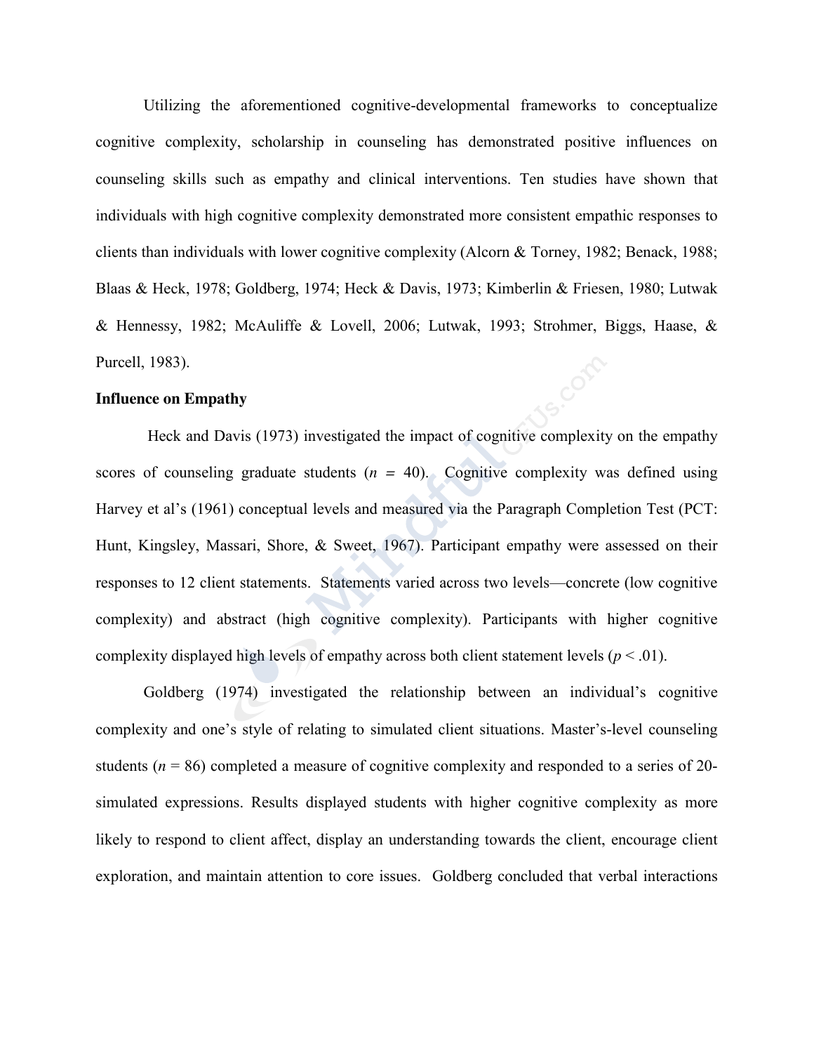Utilizing the aforementioned cognitive-developmental frameworks to conceptualize cognitive complexity, scholarship in counseling has demonstrated positive influences on counseling skills such as empathy and clinical interventions. Ten studies have shown that individuals with high cognitive complexity demonstrated more consistent empathic responses to clients than individuals with lower cognitive complexity (Alcorn & Torney, 1982; Benack, 1988; Blaas & Heck, 1978; Goldberg, 1974; Heck & Davis, 1973; Kimberlin & Friesen, 1980; Lutwak & Hennessy, 1982; McAuliffe & Lovell, 2006; Lutwak, 1993; Strohmer, Biggs, Haase, & Purcell, 1983).

**Influence on Empathy**

Heck and Davis (1973) investigated the impact of cognitive complexity on the empathy scores of counseling graduate students ($n$ = 40). Cognitive complexity was defined using Harvey et al's (1961) conceptual levels and measured via the Paragraph Completion Test (PCT: Hunt, Kingsley, Massari, Shore, & Sweet, 1967). Participant empathy were assessed on their responses to 12 client statements. Statements varied across two levels—concrete (low cognitive complexity) and abstract (high cognitive complexity). Participants with higher cognitive complexity displayed high levels of empathy across both client statement levels ($p < .01$).

Goldberg (1974) investigated the relationship between an individual's cognitive complexity and one's style of relating to simulated client situations. Master's-level counseling students ($n$ = 86) completed a measure of cognitive complexity and responded to a series of 20-simulated expressions. Results displayed students with higher cognitive complexity as more likely to respond to client affect, display an understanding towards the client, encourage client exploration, and maintain attention to core issues. Goldberg concluded that verbal interactions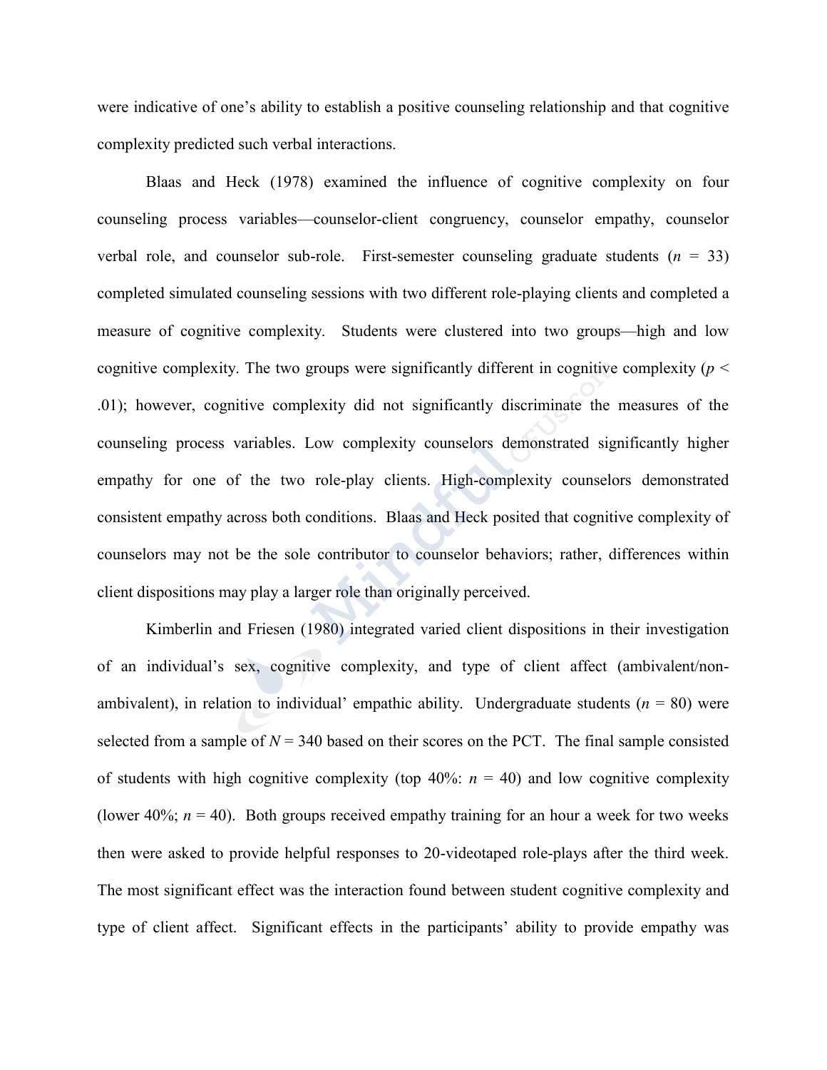were indicative of one's ability to establish a positive counseling relationship and that cognitive complexity predicted such verbal interactions.

Blaas and Heck (1978) examined the influence of cognitive complexity on four counseling process variables—counselor-client congruency, counselor empathy, counselor verbal role, and counselor sub-role. First-semester counseling graduate students ($n$ = 33) completed simulated counseling sessions with two different role-playing clients and completed a measure of cognitive complexity. Students were clustered into two groups—high and low cognitive complexity. The two groups were significantly different in cognitive complexity ($p <$ .01); however, cognitive complexity did not significantly discriminate the measures of the counseling process variables. Low complexity counselors demonstrated significantly higher empathy for one of the two role-play clients. High-complexity counselors demonstrated consistent empathy across both conditions. Blaas and Heck posited that cognitive complexity of counselors may not be the sole contributor to counselor behaviors; rather, differences within client dispositions may play a larger role than originally perceived.

Kimberlin and Friesen (1980) integrated varied client dispositions in their investigation of an individual's sex, cognitive complexity, and type of client affect (ambivalent/non-ambivalent), in relation to individual' empathic ability. Undergraduate students ($n$ = 80) were selected from a sample of $N$ = 340 based on their scores on the PCT. The final sample consisted of students with high cognitive complexity (top 40%: $n$ = 40) and low cognitive complexity (lower 40%; $n$ = 40). Both groups received empathy training for an hour a week for two weeks then were asked to provide helpful responses to 20-videotaped role-plays after the third week. The most significant effect was the interaction found between student cognitive complexity and type of client affect. Significant effects in the participants' ability to provide empathy was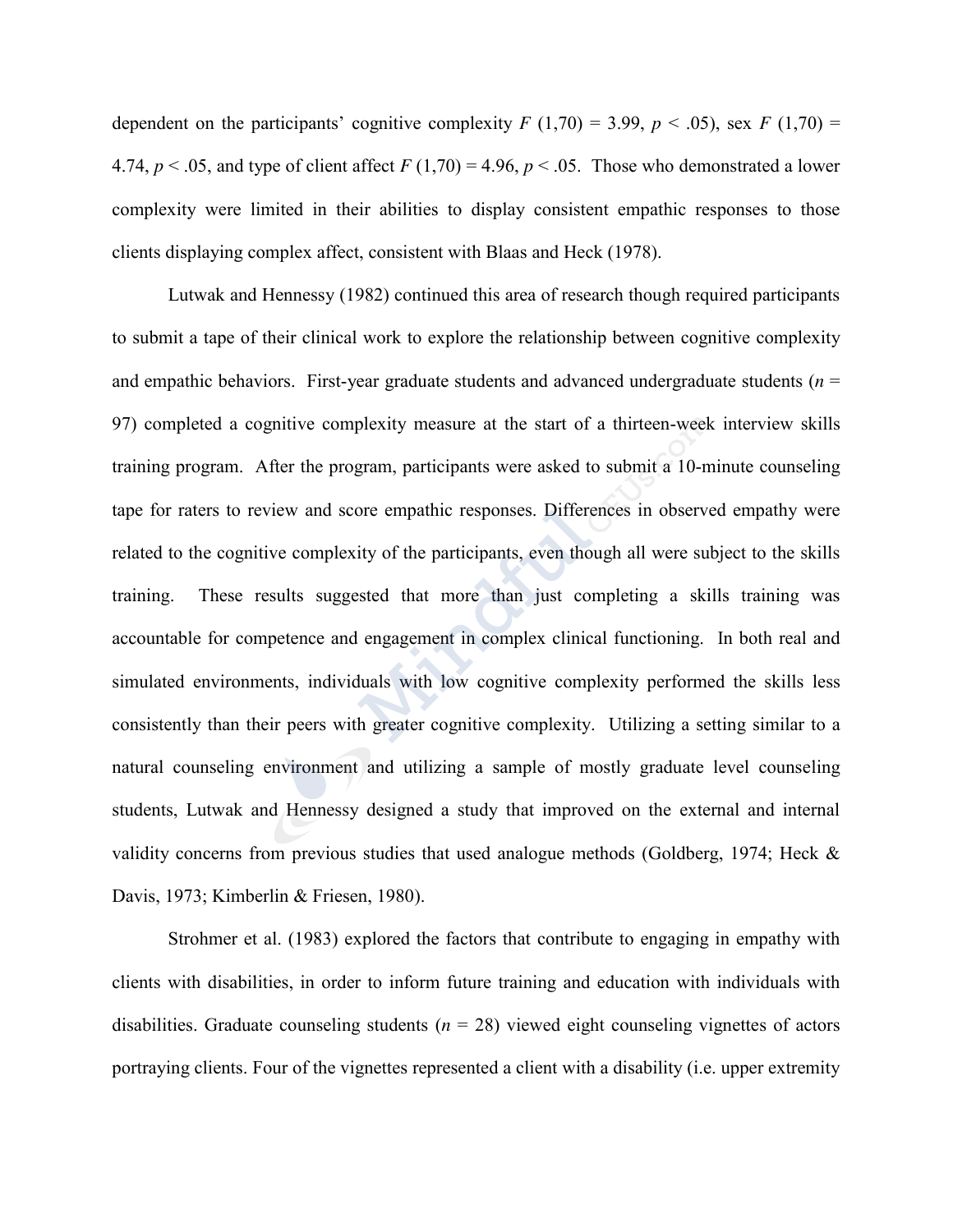dependent on the participants' cognitive complexity $F(1,70) = 3.99$, $p < .05$), sex $F(1,70) = 4.74$, $p < .05$, and type of client affect $F(1,70) = 4.96$, $p < .05$. Those who demonstrated a lower complexity were limited in their abilities to display consistent empathic responses to those clients displaying complex affect, consistent with Blaas and Heck (1978).

Lutwak and Hennessy (1982) continued this area of research though required participants to submit a tape of their clinical work to explore the relationship between cognitive complexity and empathic behaviors. First-year graduate students and advanced undergraduate students ($n = 97$) completed a cognitive complexity measure at the start of a thirteen-week interview skills training program. After the program, participants were asked to submit a 10-minute counseling tape for raters to review and score empathic responses. Differences in observed empathy were related to the cognitive complexity of the participants, even though all were subject to the skills training. These results suggested that more than just completing a skills training was accountable for competence and engagement in complex clinical functioning. In both real and simulated environments, individuals with low cognitive complexity performed the skills less consistently than their peers with greater cognitive complexity. Utilizing a setting similar to a natural counseling environment and utilizing a sample of mostly graduate level counseling students, Lutwak and Hennessy designed a study that improved on the external and internal validity concerns from previous studies that used analogue methods (Goldberg, 1974; Heck & Davis, 1973; Kimberlin & Friesen, 1980).

Strohmer et al. (1983) explored the factors that contribute to engaging in empathy with clients with disabilities, in order to inform future training and education with individuals with disabilities. Graduate counseling students ($n = 28$) viewed eight counseling vignettes of actors portraying clients. Four of the vignettes represented a client with a disability (i.e. upper extremity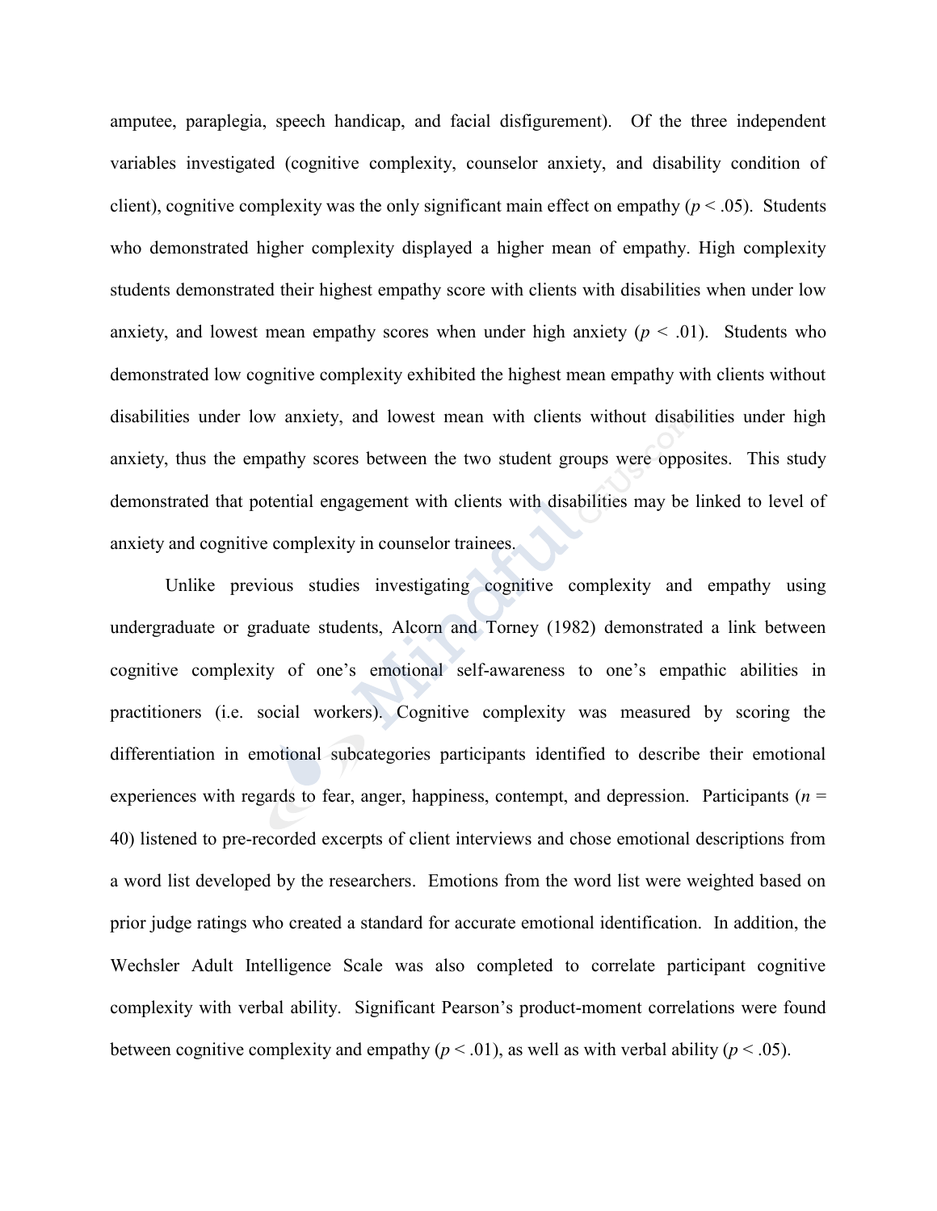amputee, paraplegia, speech handicap, and facial disfigurement). Of the three independent variables investigated (cognitive complexity, counselor anxiety, and disability condition of client), cognitive complexity was the only significant main effect on empathy ($p < .05$). Students who demonstrated higher complexity displayed a higher mean of empathy. High complexity students demonstrated their highest empathy score with clients with disabilities when under low anxiety, and lowest mean empathy scores when under high anxiety ($p < .01$). Students who demonstrated low cognitive complexity exhibited the highest mean empathy with clients without disabilities under low anxiety, and lowest mean with clients without disabilities under high anxiety, thus the empathy scores between the two student groups were opposites. This study demonstrated that potential engagement with clients with disabilities may be linked to level of anxiety and cognitive complexity in counselor trainees.

Unlike previous studies investigating cognitive complexity and empathy using undergraduate or graduate students, Alcorn and Torney (1982) demonstrated a link between cognitive complexity of one's emotional self-awareness to one's empathic abilities in practitioners (i.e. social workers). Cognitive complexity was measured by scoring the differentiation in emotional subcategories participants identified to describe their emotional experiences with regards to fear, anger, happiness, contempt, and depression. Participants ($n$ = 40) listened to pre-recorded excerpts of client interviews and chose emotional descriptions from a word list developed by the researchers. Emotions from the word list were weighted based on prior judge ratings who created a standard for accurate emotional identification. In addition, the Wechsler Adult Intelligence Scale was also completed to correlate participant cognitive complexity with verbal ability. Significant Pearson's product-moment correlations were found between cognitive complexity and empathy ($p < .01$), as well as with verbal ability ($p < .05$).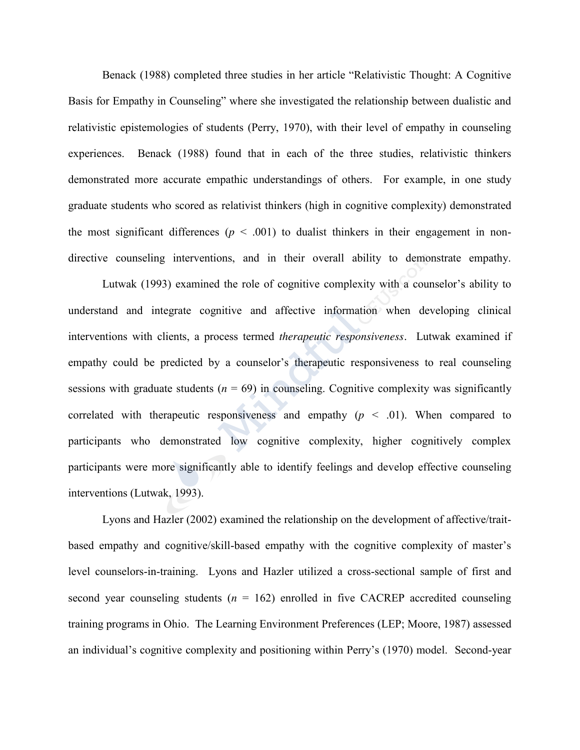Benack (1988) completed three studies in her article "Relativistic Thought: A Cognitive Basis for Empathy in Counseling" where she investigated the relationship between dualistic and relativistic epistemologies of students (Perry, 1970), with their level of empathy in counseling experiences. Benack (1988) found that in each of the three studies, relativistic thinkers demonstrated more accurate empathic understandings of others. For example, in one study graduate students who scored as relativist thinkers (high in cognitive complexity) demonstrated the most significant differences ($p$ < .001) to dualist thinkers in their engagement in non-directive counseling interventions, and in their overall ability to demonstrate empathy.

Lutwak (1993) examined the role of cognitive complexity with a counselor's ability to understand and integrate cognitive and affective information when developing clinical interventions with clients, a process termed *therapeutic responsiveness*. Lutwak examined if empathy could be predicted by a counselor's therapeutic responsiveness to real counseling sessions with graduate students ($n$ = 69) in counseling. Cognitive complexity was significantly correlated with therapeutic responsiveness and empathy ($p$ < .01). When compared to participants who demonstrated low cognitive complexity, higher cognitively complex participants were more significantly able to identify feelings and develop effective counseling interventions (Lutwak, 1993).

Lyons and Hazler (2002) examined the relationship on the development of affective/trait-based empathy and cognitive/skill-based empathy with the cognitive complexity of master's level counselors-in-training. Lyons and Hazler utilized a cross-sectional sample of first and second year counseling students ($n$ = 162) enrolled in five CACREP accredited counseling training programs in Ohio. The Learning Environment Preferences (LEP; Moore, 1987) assessed an individual's cognitive complexity and positioning within Perry's (1970) model. Second-year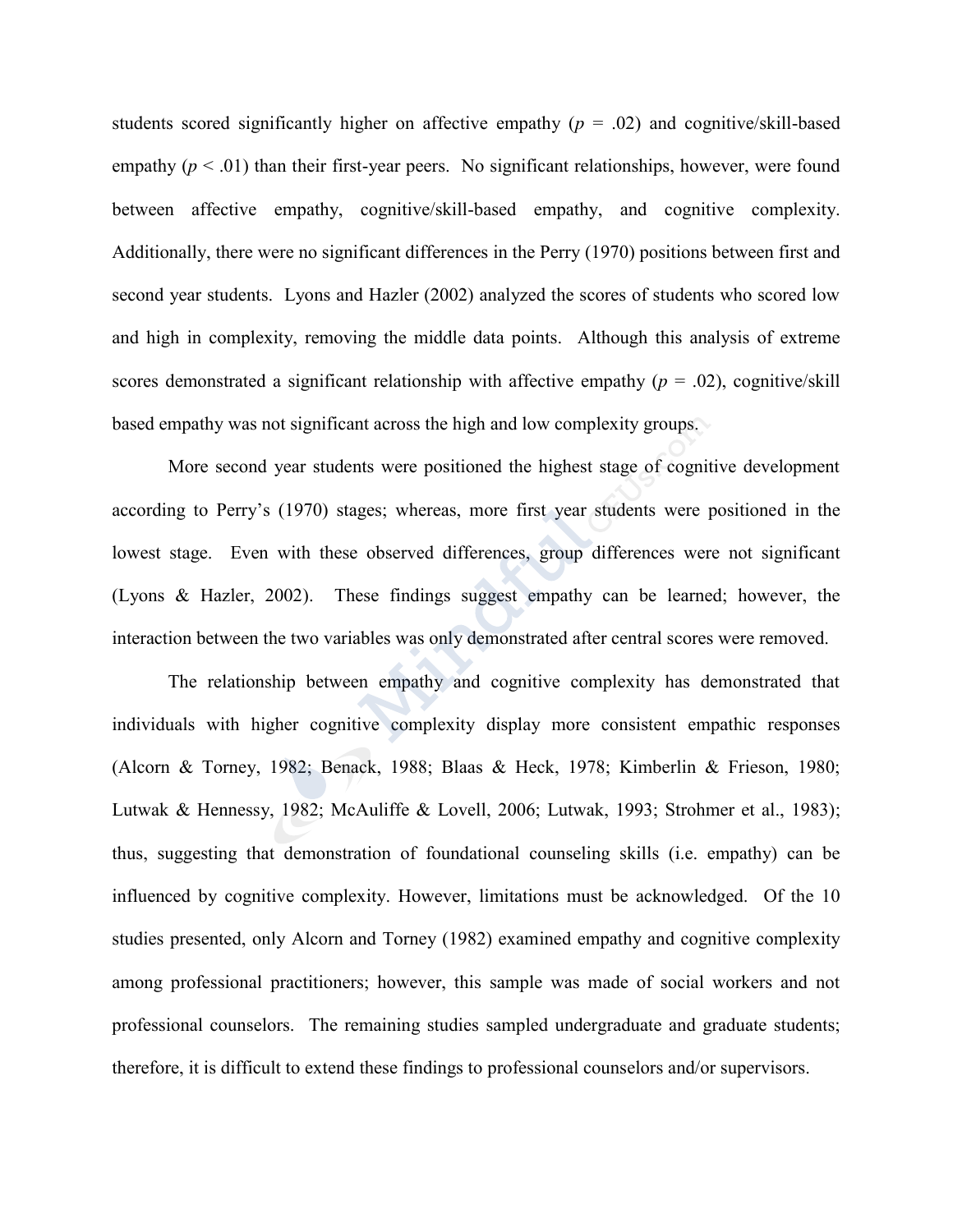students scored significantly higher on affective empathy ($p$ = .02) and cognitive/skill-based empathy ($p$ < .01) than their first-year peers. No significant relationships, however, were found between affective empathy, cognitive/skill-based empathy, and cognitive complexity. Additionally, there were no significant differences in the Perry (1970) positions between first and second year students. Lyons and Hazler (2002) analyzed the scores of students who scored low and high in complexity, removing the middle data points. Although this analysis of extreme scores demonstrated a significant relationship with affective empathy ($p$ = .02), cognitive/skill based empathy was not significant across the high and low complexity groups.

More second year students were positioned the highest stage of cognitive development according to Perry's (1970) stages; whereas, more first year students were positioned in the lowest stage. Even with these observed differences, group differences were not significant (Lyons & Hazler, 2002). These findings suggest empathy can be learned; however, the interaction between the two variables was only demonstrated after central scores were removed.

The relationship between empathy and cognitive complexity has demonstrated that individuals with higher cognitive complexity display more consistent empathic responses (Alcorn & Torney, 1982; Benack, 1988; Blaas & Heck, 1978; Kimberlin & Frieson, 1980; Lutwak & Hennessy, 1982; McAuliffe & Lovell, 2006; Lutwak, 1993; Strohmer et al., 1983); thus, suggesting that demonstration of foundational counseling skills (i.e. empathy) can be influenced by cognitive complexity. However, limitations must be acknowledged. Of the 10 studies presented, only Alcorn and Torney (1982) examined empathy and cognitive complexity among professional practitioners; however, this sample was made of social workers and not professional counselors. The remaining studies sampled undergraduate and graduate students; therefore, it is difficult to extend these findings to professional counselors and/or supervisors.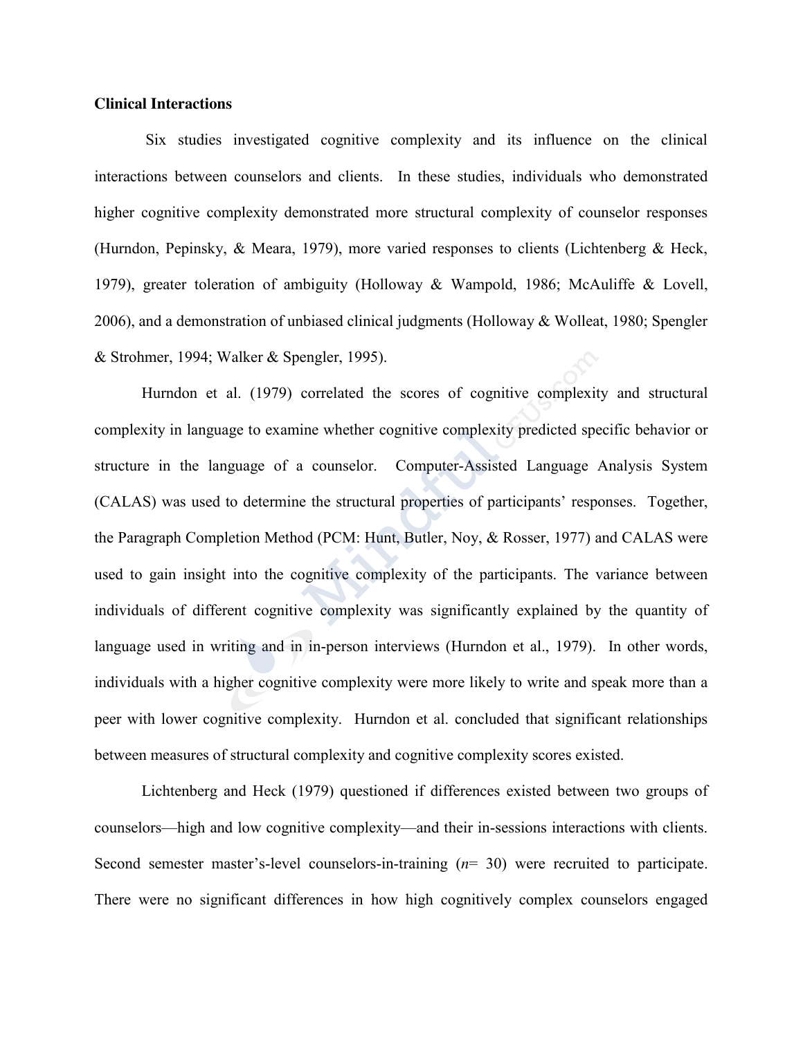**Clinical Interactions**

Six studies investigated cognitive complexity and its influence on the clinical interactions between counselors and clients. In these studies, individuals who demonstrated higher cognitive complexity demonstrated more structural complexity of counselor responses (Hurndon, Pepinsky, & Meara, 1979), more varied responses to clients (Lichtenberg & Heck, 1979), greater toleration of ambiguity (Holloway & Wampold, 1986; McAuliffe & Lovell, 2006), and a demonstration of unbiased clinical judgments (Holloway & Wolleat, 1980; Spengler & Strohmer, 1994; Walker & Spengler, 1995).

Hurndon et al. (1979) correlated the scores of cognitive complexity and structural complexity in language to examine whether cognitive complexity predicted specific behavior or structure in the language of a counselor. Computer-Assisted Language Analysis System (CALAS) was used to determine the structural properties of participants' responses. Together, the Paragraph Completion Method (PCM: Hunt, Butler, Noy, & Rosser, 1977) and CALAS were used to gain insight into the cognitive complexity of the participants. The variance between individuals of different cognitive complexity was significantly explained by the quantity of language used in writing and in in-person interviews (Hurndon et al., 1979). In other words, individuals with a higher cognitive complexity were more likely to write and speak more than a peer with lower cognitive complexity. Hurndon et al. concluded that significant relationships between measures of structural complexity and cognitive complexity scores existed.

Lichtenberg and Heck (1979) questioned if differences existed between two groups of counselors—high and low cognitive complexity—and their in-sessions interactions with clients. Second semester master's-level counselors-in-training (*n*= 30) were recruited to participate. There were no significant differences in how high cognitively complex counselors engaged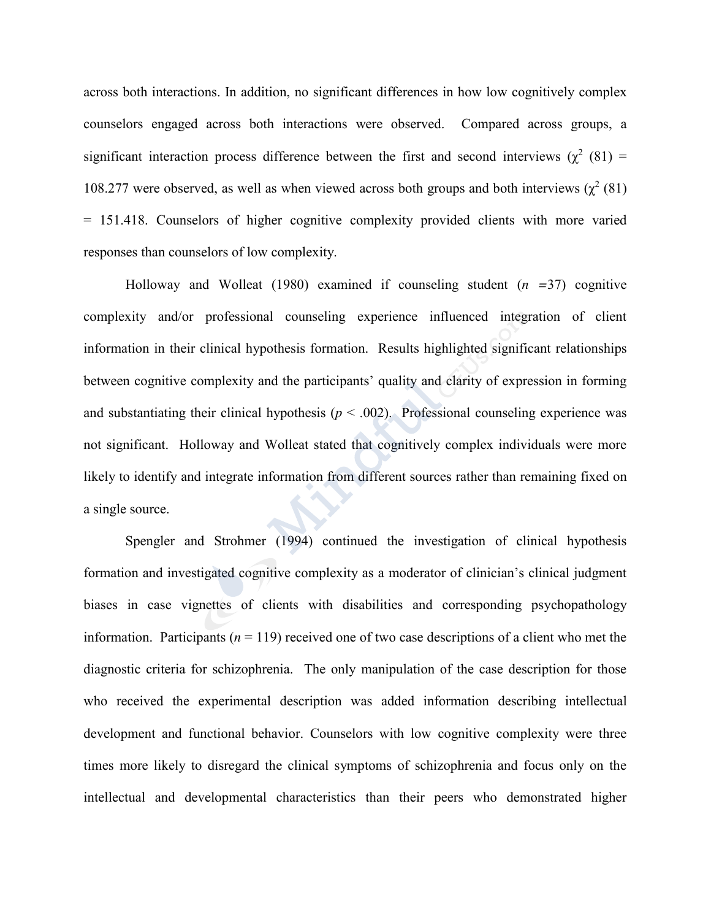across both interactions. In addition, no significant differences in how low cognitively complex counselors engaged across both interactions were observed. Compared across groups, a significant interaction process difference between the first and second interviews ($\chi^2$ (81) = 108.277 were observed, as well as when viewed across both groups and both interviews ($\chi^2$ (81) = 151.418. Counselors of higher cognitive complexity provided clients with more varied responses than counselors of low complexity.

Holloway and Wolleat (1980) examined if counseling student (*n* =37) cognitive complexity and/or professional counseling experience influenced integration of client information in their clinical hypothesis formation. Results highlighted significant relationships between cognitive complexity and the participants' quality and clarity of expression in forming and substantiating their clinical hypothesis ($p < .002$). Professional counseling experience was not significant. Holloway and Wolleat stated that cognitively complex individuals were more likely to identify and integrate information from different sources rather than remaining fixed on a single source.

Spengler and Strohmer (1994) continued the investigation of clinical hypothesis formation and investigated cognitive complexity as a moderator of clinician's clinical judgment biases in case vignettes of clients with disabilities and corresponding psychopathology information. Participants (*n* = 119) received one of two case descriptions of a client who met the diagnostic criteria for schizophrenia. The only manipulation of the case description for those who received the experimental description was added information describing intellectual development and functional behavior. Counselors with low cognitive complexity were three times more likely to disregard the clinical symptoms of schizophrenia and focus only on the intellectual and developmental characteristics than their peers who demonstrated higher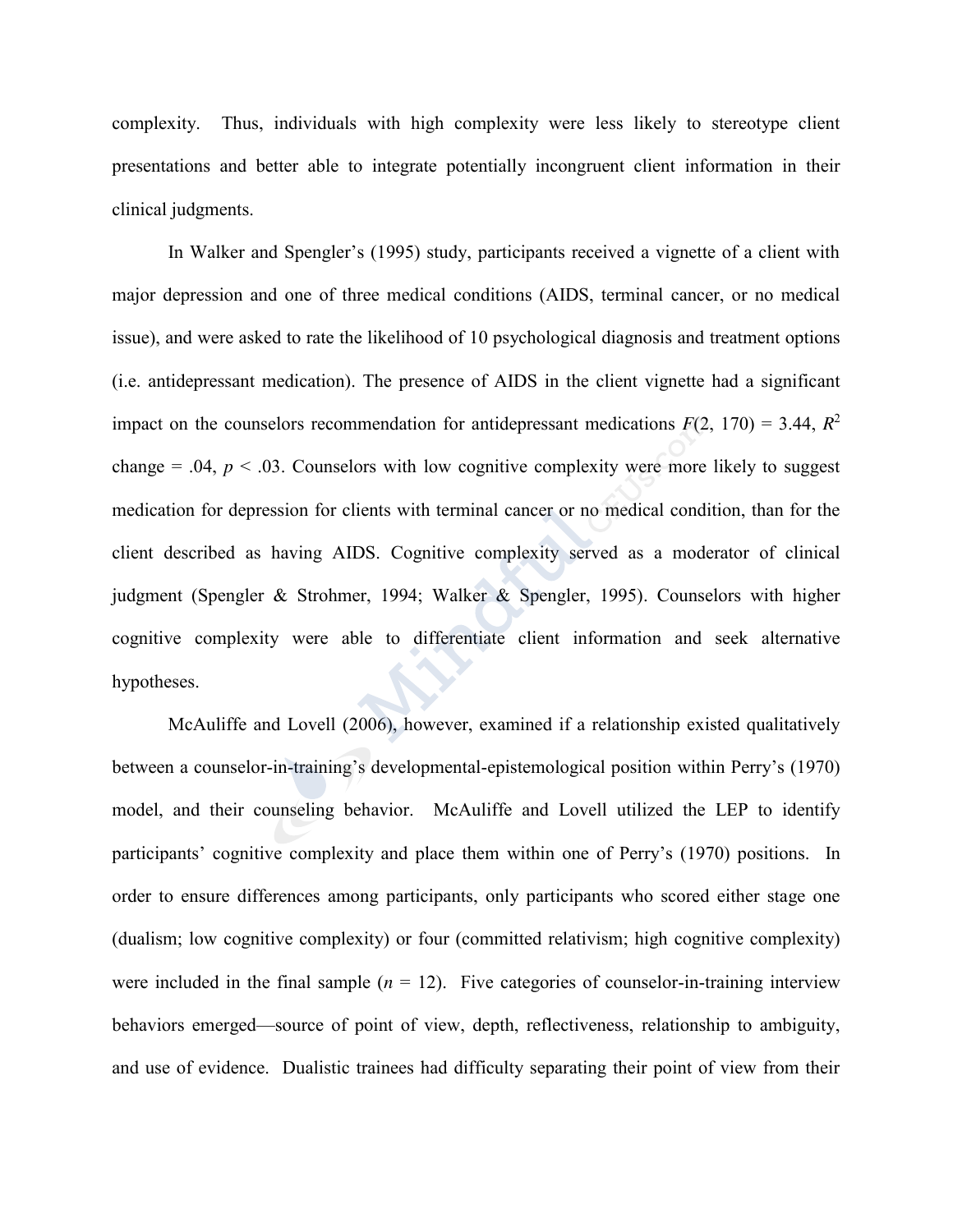complexity. Thus, individuals with high complexity were less likely to stereotype client presentations and better able to integrate potentially incongruent client information in their clinical judgments.

In Walker and Spengler's (1995) study, participants received a vignette of a client with major depression and one of three medical conditions (AIDS, terminal cancer, or no medical issue), and were asked to rate the likelihood of 10 psychological diagnosis and treatment options (i.e. antidepressant medication). The presence of AIDS in the client vignette had a significant impact on the counselors recommendation for antidepressant medications $F(2, 170) = 3.44$, $R^2$ change = .04, $p < .03$. Counselors with low cognitive complexity were more likely to suggest medication for depression for clients with terminal cancer or no medical condition, than for the client described as having AIDS. Cognitive complexity served as a moderator of clinical judgment (Spengler & Strohmer, 1994; Walker & Spengler, 1995). Counselors with higher cognitive complexity were able to differentiate client information and seek alternative hypotheses.

McAuliffe and Lovell (2006), however, examined if a relationship existed qualitatively between a counselor-in-training's developmental-epistemological position within Perry's (1970) model, and their counseling behavior. McAuliffe and Lovell utilized the LEP to identify participants' cognitive complexity and place them within one of Perry's (1970) positions. In order to ensure differences among participants, only participants who scored either stage one (dualism; low cognitive complexity) or four (committed relativism; high cognitive complexity) were included in the final sample ($n$ = 12). Five categories of counselor-in-training interview behaviors emerged—source of point of view, depth, reflectiveness, relationship to ambiguity, and use of evidence. Dualistic trainees had difficulty separating their point of view from their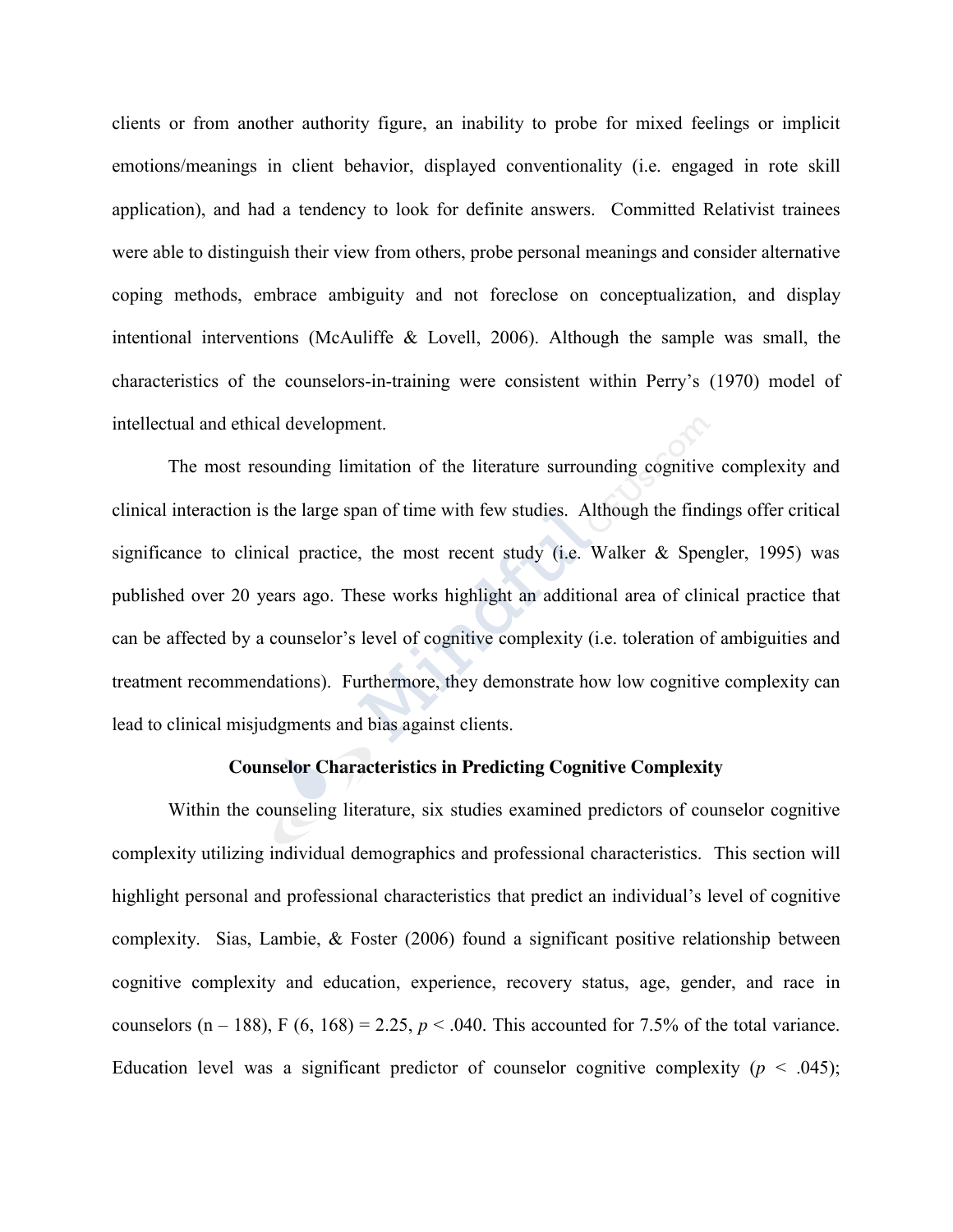clients or from another authority figure, an inability to probe for mixed feelings or implicit emotions/meanings in client behavior, displayed conventionality (i.e. engaged in rote skill application), and had a tendency to look for definite answers. Committed Relativist trainees were able to distinguish their view from others, probe personal meanings and consider alternative coping methods, embrace ambiguity and not foreclose on conceptualization, and display intentional interventions (McAuliffe & Lovell, 2006). Although the sample was small, the characteristics of the counselors-in-training were consistent within Perry's (1970) model of intellectual and ethical development.

The most resounding limitation of the literature surrounding cognitive complexity and clinical interaction is the large span of time with few studies. Although the findings offer critical significance to clinical practice, the most recent study (i.e. Walker & Spengler, 1995) was published over 20 years ago. These works highlight an additional area of clinical practice that can be affected by a counselor's level of cognitive complexity (i.e. toleration of ambiguities and treatment recommendations). Furthermore, they demonstrate how low cognitive complexity can lead to clinical misjudgments and bias against clients.

### Counselor Characteristics in Predicting Cognitive Complexity

Within the counseling literature, six studies examined predictors of counselor cognitive complexity utilizing individual demographics and professional characteristics. This section will highlight personal and professional characteristics that predict an individual's level of cognitive complexity. Sias, Lambie, & Foster (2006) found a significant positive relationship between cognitive complexity and education, experience, recovery status, age, gender, and race in counselors (n – 188), $F(6, 168) = 2.25$, $p < .040$. This accounted for 7.5% of the total variance. Education level was a significant predictor of counselor cognitive complexity ($p < .045$);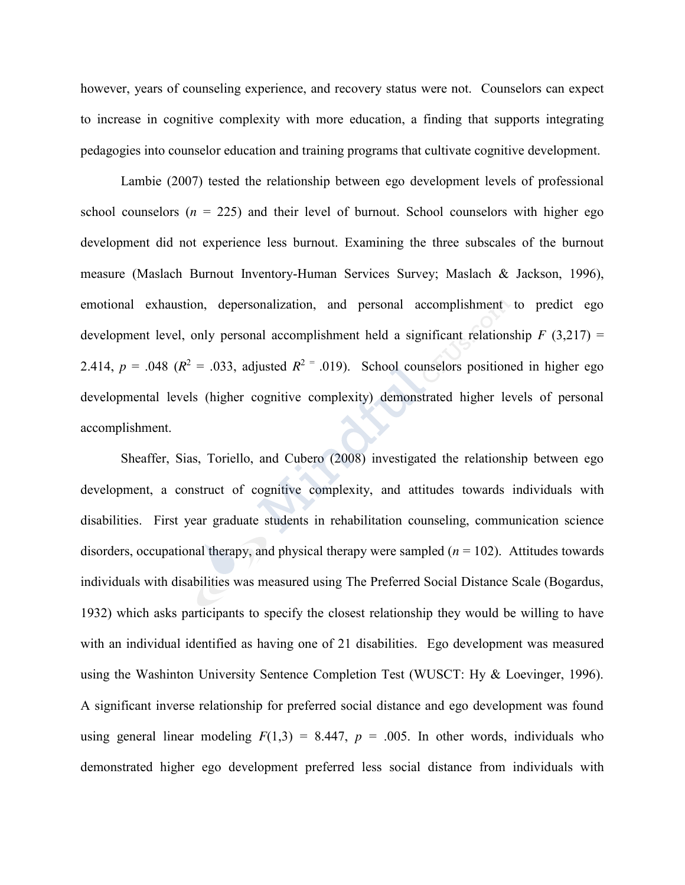however, years of counseling experience, and recovery status were not. Counselors can expect to increase in cognitive complexity with more education, a finding that supports integrating pedagogies into counselor education and training programs that cultivate cognitive development.

Lambie (2007) tested the relationship between ego development levels of professional school counselors (*n* = 225) and their level of burnout. School counselors with higher ego development did not experience less burnout. Examining the three subscales of the burnout measure (Maslach Burnout Inventory-Human Services Survey; Maslach & Jackson, 1996), emotional exhaustion, depersonalization, and personal accomplishment to predict ego development level, only personal accomplishment held a significant relationship $F$ (3,217) = 2.414, $p$ = .048 ($R^2$ = .033, adjusted $R^{2\,=}$ .019). School counselors positioned in higher ego developmental levels (higher cognitive complexity) demonstrated higher levels of personal accomplishment.

Sheaffer, Sias, Toriello, and Cubero (2008) investigated the relationship between ego development, a construct of cognitive complexity, and attitudes towards individuals with disabilities. First year graduate students in rehabilitation counseling, communication science disorders, occupational therapy, and physical therapy were sampled (*n* = 102). Attitudes towards individuals with disabilities was measured using The Preferred Social Distance Scale (Bogardus, 1932) which asks participants to specify the closest relationship they would be willing to have with an individual identified as having one of 21 disabilities. Ego development was measured using the Washinton University Sentence Completion Test (WUSCT: Hy & Loevinger, 1996). A significant inverse relationship for preferred social distance and ego development was found using general linear modeling $F(1,3)$ = 8.447, $p$ = .005. In other words, individuals who demonstrated higher ego development preferred less social distance from individuals with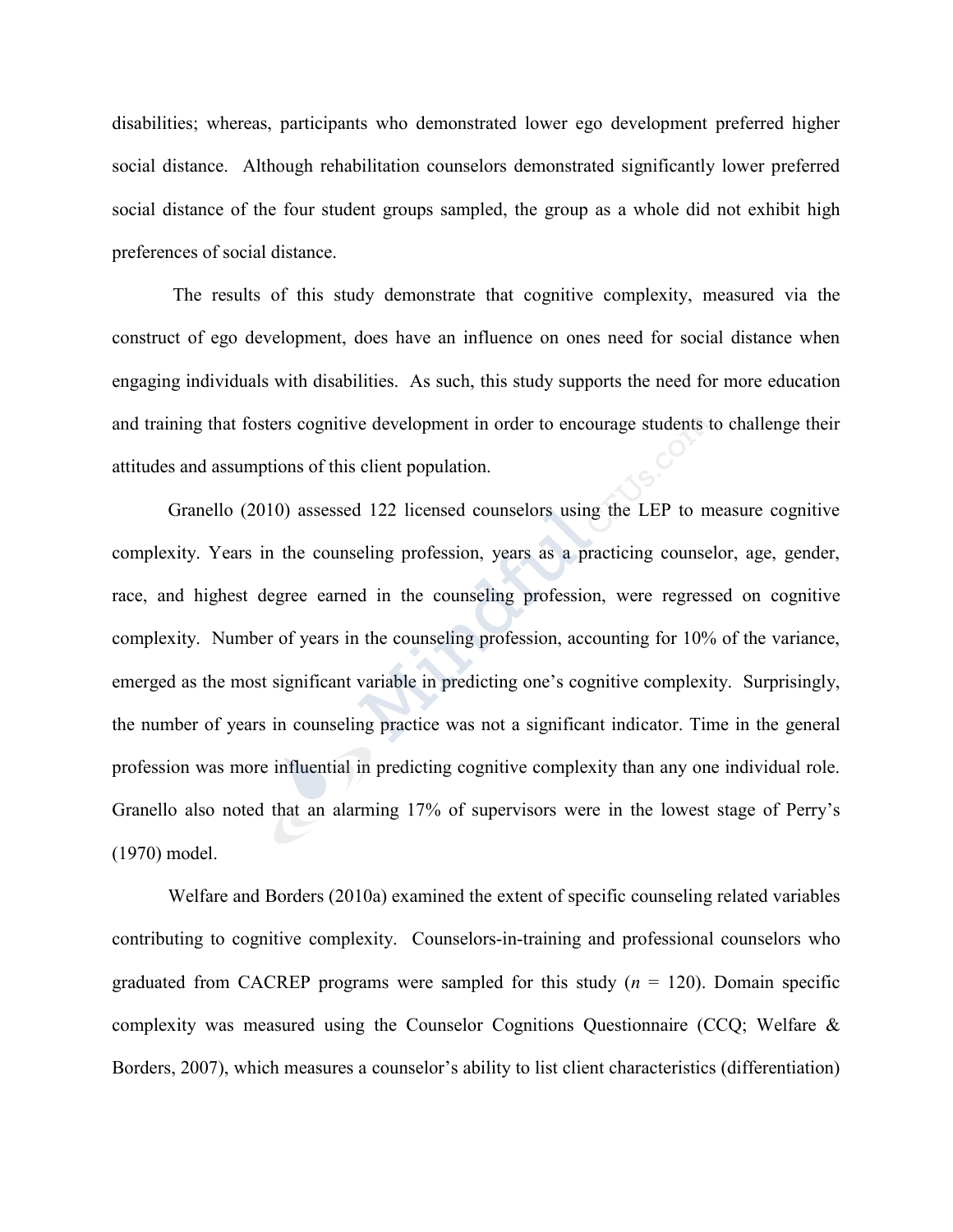disabilities; whereas, participants who demonstrated lower ego development preferred higher social distance. Although rehabilitation counselors demonstrated significantly lower preferred social distance of the four student groups sampled, the group as a whole did not exhibit high preferences of social distance.

The results of this study demonstrate that cognitive complexity, measured via the construct of ego development, does have an influence on ones need for social distance when engaging individuals with disabilities. As such, this study supports the need for more education and training that fosters cognitive development in order to encourage students to challenge their attitudes and assumptions of this client population.

Granello (2010) assessed 122 licensed counselors using the LEP to measure cognitive complexity. Years in the counseling profession, years as a practicing counselor, age, gender, race, and highest degree earned in the counseling profession, were regressed on cognitive complexity. Number of years in the counseling profession, accounting for 10% of the variance, emerged as the most significant variable in predicting one's cognitive complexity. Surprisingly, the number of years in counseling practice was not a significant indicator. Time in the general profession was more influential in predicting cognitive complexity than any one individual role. Granello also noted that an alarming 17% of supervisors were in the lowest stage of Perry's (1970) model.

Welfare and Borders (2010a) examined the extent of specific counseling related variables contributing to cognitive complexity. Counselors-in-training and professional counselors who graduated from CACREP programs were sampled for this study ($n$ = 120). Domain specific complexity was measured using the Counselor Cognitions Questionnaire (CCQ; Welfare & Borders, 2007), which measures a counselor's ability to list client characteristics (differentiation)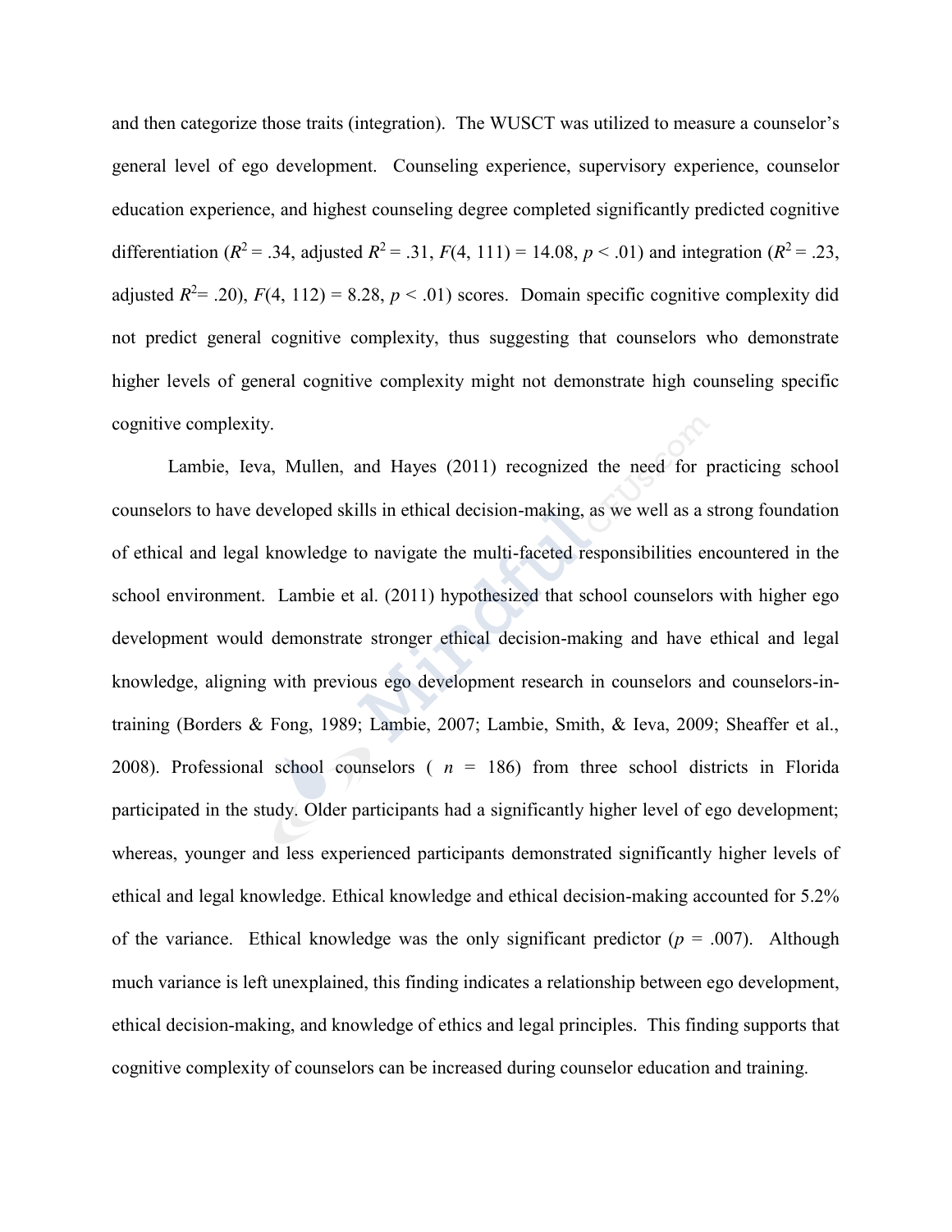and then categorize those traits (integration). The WUSCT was utilized to measure a counselor's general level of ego development. Counseling experience, supervisory experience, counselor education experience, and highest counseling degree completed significantly predicted cognitive differentiation ($R^2$ = .34, adjusted $R^2$ = .31, $F(4, 111) = 14.08$, $p < .01$) and integration ($R^2$ = .23, adjusted $R^2$= .20), $F(4, 112) = 8.28$, $p < .01$) scores. Domain specific cognitive complexity did not predict general cognitive complexity, thus suggesting that counselors who demonstrate higher levels of general cognitive complexity might not demonstrate high counseling specific cognitive complexity.

Lambie, Ieva, Mullen, and Hayes (2011) recognized the need for practicing school counselors to have developed skills in ethical decision-making, as we well as a strong foundation of ethical and legal knowledge to navigate the multi-faceted responsibilities encountered in the school environment. Lambie et al. (2011) hypothesized that school counselors with higher ego development would demonstrate stronger ethical decision-making and have ethical and legal knowledge, aligning with previous ego development research in counselors and counselors-in-training (Borders & Fong, 1989; Lambie, 2007; Lambie, Smith, & Ieva, 2009; Sheaffer et al., 2008). Professional school counselors ( $n$ = 186) from three school districts in Florida participated in the study. Older participants had a significantly higher level of ego development; whereas, younger and less experienced participants demonstrated significantly higher levels of ethical and legal knowledge. Ethical knowledge and ethical decision-making accounted for 5.2% of the variance. Ethical knowledge was the only significant predictor ($p$ = .007). Although much variance is left unexplained, this finding indicates a relationship between ego development, ethical decision-making, and knowledge of ethics and legal principles. This finding supports that cognitive complexity of counselors can be increased during counselor education and training.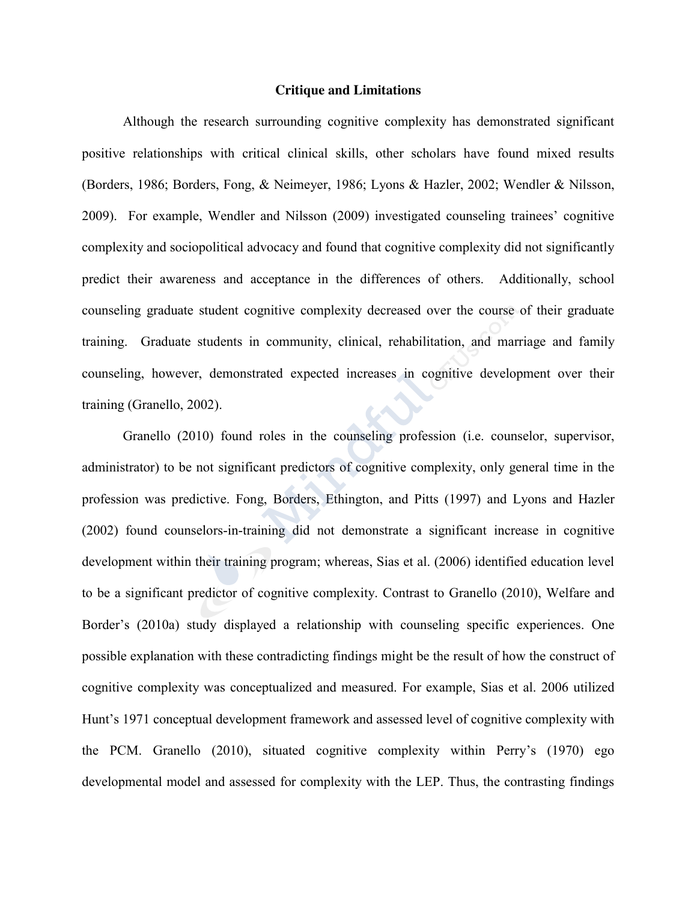## Critique and Limitations

Although the research surrounding cognitive complexity has demonstrated significant positive relationships with critical clinical skills, other scholars have found mixed results (Borders, 1986; Borders, Fong, & Neimeyer, 1986; Lyons & Hazler, 2002; Wendler & Nilsson, 2009). For example, Wendler and Nilsson (2009) investigated counseling trainees' cognitive complexity and sociopolitical advocacy and found that cognitive complexity did not significantly predict their awareness and acceptance in the differences of others. Additionally, school counseling graduate student cognitive complexity decreased over the course of their graduate training. Graduate students in community, clinical, rehabilitation, and marriage and family counseling, however, demonstrated expected increases in cognitive development over their training (Granello, 2002).

Granello (2010) found roles in the counseling profession (i.e. counselor, supervisor, administrator) to be not significant predictors of cognitive complexity, only general time in the profession was predictive. Fong, Borders, Ethington, and Pitts (1997) and Lyons and Hazler (2002) found counselors-in-training did not demonstrate a significant increase in cognitive development within their training program; whereas, Sias et al. (2006) identified education level to be a significant predictor of cognitive complexity. Contrast to Granello (2010), Welfare and Border's (2010a) study displayed a relationship with counseling specific experiences. One possible explanation with these contradicting findings might be the result of how the construct of cognitive complexity was conceptualized and measured. For example, Sias et al. 2006 utilized Hunt's 1971 conceptual development framework and assessed level of cognitive complexity with the PCM. Granello (2010), situated cognitive complexity within Perry's (1970) ego developmental model and assessed for complexity with the LEP. Thus, the contrasting findings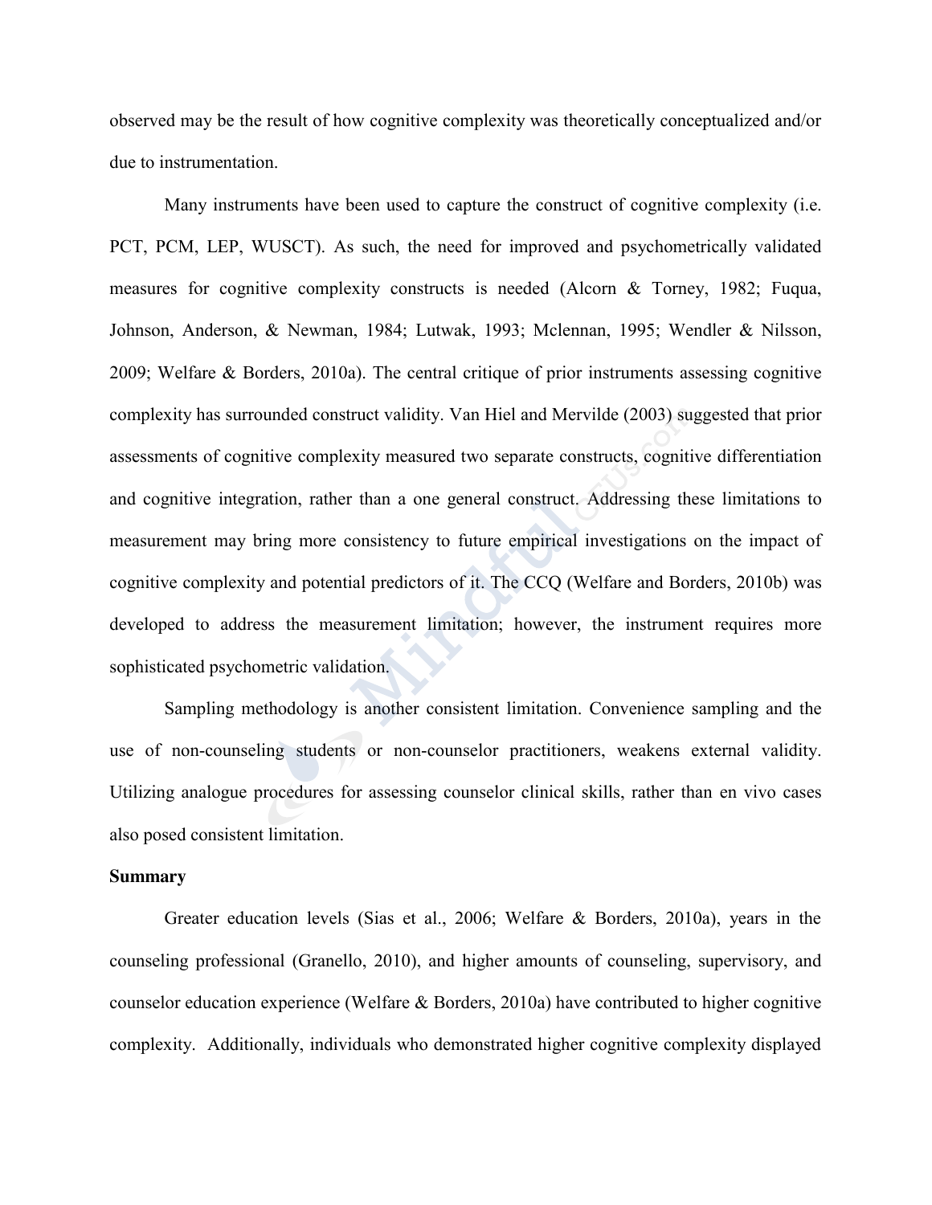observed may be the result of how cognitive complexity was theoretically conceptualized and/or due to instrumentation.

Many instruments have been used to capture the construct of cognitive complexity (i.e. PCT, PCM, LEP, WUSCT). As such, the need for improved and psychometrically validated measures for cognitive complexity constructs is needed (Alcorn & Torney, 1982; Fuqua, Johnson, Anderson, & Newman, 1984; Lutwak, 1993; Mclennan, 1995; Wendler & Nilsson, 2009; Welfare & Borders, 2010a). The central critique of prior instruments assessing cognitive complexity has surrounded construct validity. Van Hiel and Mervilde (2003) suggested that prior assessments of cognitive complexity measured two separate constructs, cognitive differentiation and cognitive integration, rather than a one general construct. Addressing these limitations to measurement may bring more consistency to future empirical investigations on the impact of cognitive complexity and potential predictors of it. The CCQ (Welfare and Borders, 2010b) was developed to address the measurement limitation; however, the instrument requires more sophisticated psychometric validation.

Sampling methodology is another consistent limitation. Convenience sampling and the use of non-counseling students or non-counselor practitioners, weakens external validity. Utilizing analogue procedures for assessing counselor clinical skills, rather than en vivo cases also posed consistent limitation.

**Summary**

Greater education levels (Sias et al., 2006; Welfare & Borders, 2010a), years in the counseling professional (Granello, 2010), and higher amounts of counseling, supervisory, and counselor education experience (Welfare & Borders, 2010a) have contributed to higher cognitive complexity. Additionally, individuals who demonstrated higher cognitive complexity displayed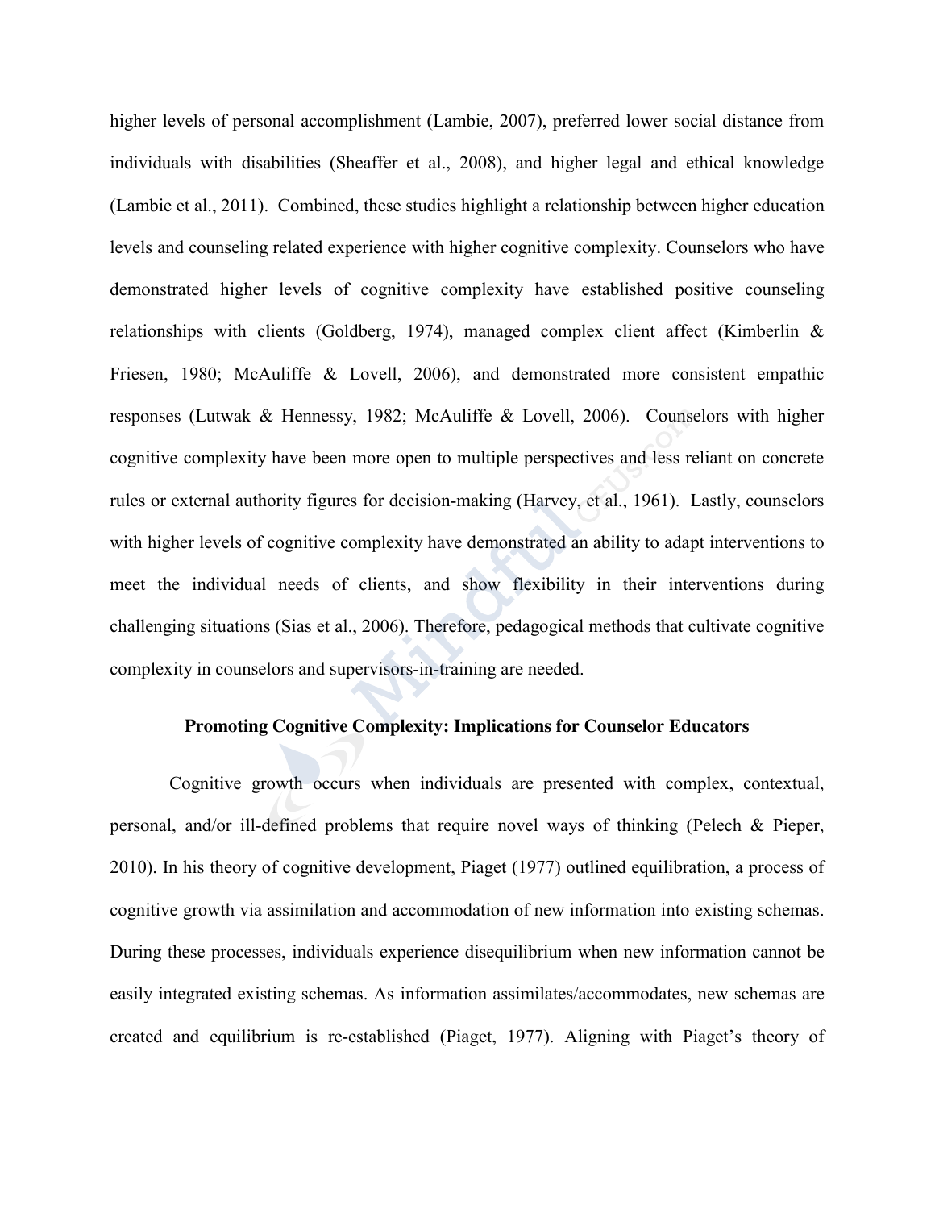higher levels of personal accomplishment (Lambie, 2007), preferred lower social distance from individuals with disabilities (Sheaffer et al., 2008), and higher legal and ethical knowledge (Lambie et al., 2011). Combined, these studies highlight a relationship between higher education levels and counseling related experience with higher cognitive complexity. Counselors who have demonstrated higher levels of cognitive complexity have established positive counseling relationships with clients (Goldberg, 1974), managed complex client affect (Kimberlin & Friesen, 1980; McAuliffe & Lovell, 2006), and demonstrated more consistent empathic responses (Lutwak & Hennessy, 1982; McAuliffe & Lovell, 2006). Counselors with higher cognitive complexity have been more open to multiple perspectives and less reliant on concrete rules or external authority figures for decision-making (Harvey, et al., 1961). Lastly, counselors with higher levels of cognitive complexity have demonstrated an ability to adapt interventions to meet the individual needs of clients, and show flexibility in their interventions during challenging situations (Sias et al., 2006). Therefore, pedagogical methods that cultivate cognitive complexity in counselors and supervisors-in-training are needed.

**Promoting Cognitive Complexity: Implications for Counselor Educators**

Cognitive growth occurs when individuals are presented with complex, contextual, personal, and/or ill-defined problems that require novel ways of thinking (Pelech & Pieper, 2010). In his theory of cognitive development, Piaget (1977) outlined equilibration, a process of cognitive growth via assimilation and accommodation of new information into existing schemas. During these processes, individuals experience disequilibrium when new information cannot be easily integrated existing schemas. As information assimilates/accommodates, new schemas are created and equilibrium is re-established (Piaget, 1977). Aligning with Piaget's theory of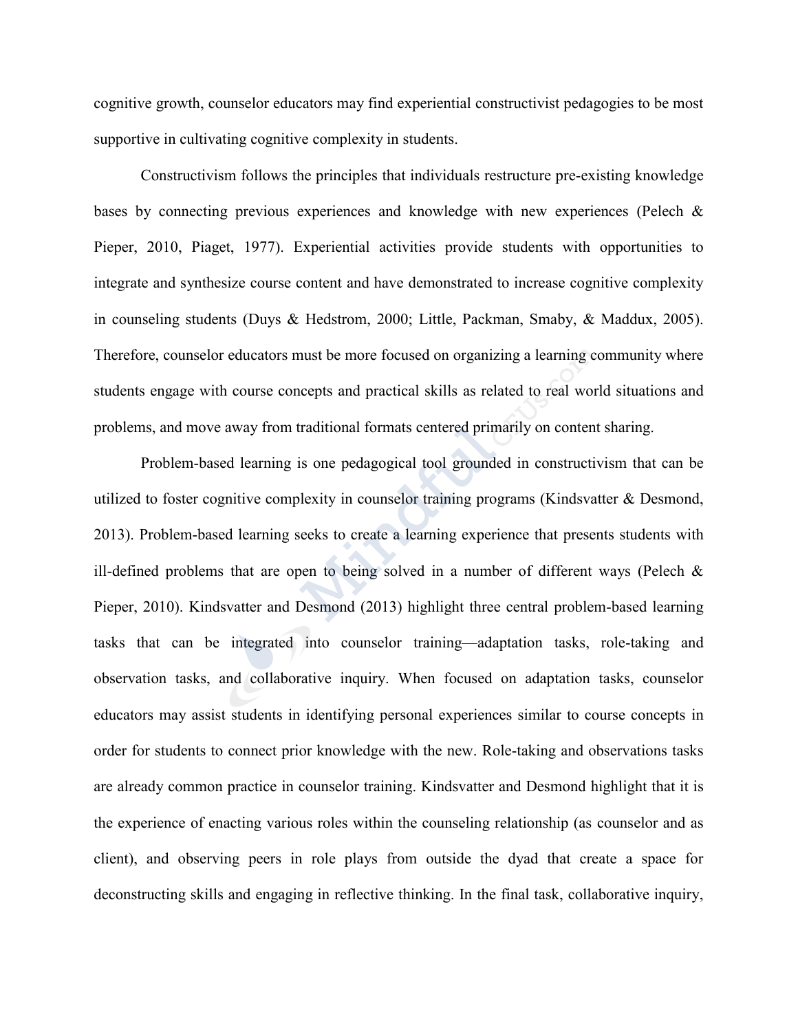cognitive growth, counselor educators may find experiential constructivist pedagogies to be most supportive in cultivating cognitive complexity in students.

Constructivism follows the principles that individuals restructure pre-existing knowledge bases by connecting previous experiences and knowledge with new experiences (Pelech & Pieper, 2010, Piaget, 1977). Experiential activities provide students with opportunities to integrate and synthesize course content and have demonstrated to increase cognitive complexity in counseling students (Duys & Hedstrom, 2000; Little, Packman, Smaby, & Maddux, 2005). Therefore, counselor educators must be more focused on organizing a learning community where students engage with course concepts and practical skills as related to real world situations and problems, and move away from traditional formats centered primarily on content sharing.

Problem-based learning is one pedagogical tool grounded in constructivism that can be utilized to foster cognitive complexity in counselor training programs (Kindsvatter & Desmond, 2013). Problem-based learning seeks to create a learning experience that presents students with ill-defined problems that are open to being solved in a number of different ways (Pelech & Pieper, 2010). Kindsvatter and Desmond (2013) highlight three central problem-based learning tasks that can be integrated into counselor training—adaptation tasks, role-taking and observation tasks, and collaborative inquiry. When focused on adaptation tasks, counselor educators may assist students in identifying personal experiences similar to course concepts in order for students to connect prior knowledge with the new. Role-taking and observations tasks are already common practice in counselor training. Kindsvatter and Desmond highlight that it is the experience of enacting various roles within the counseling relationship (as counselor and as client), and observing peers in role plays from outside the dyad that create a space for deconstructing skills and engaging in reflective thinking. In the final task, collaborative inquiry,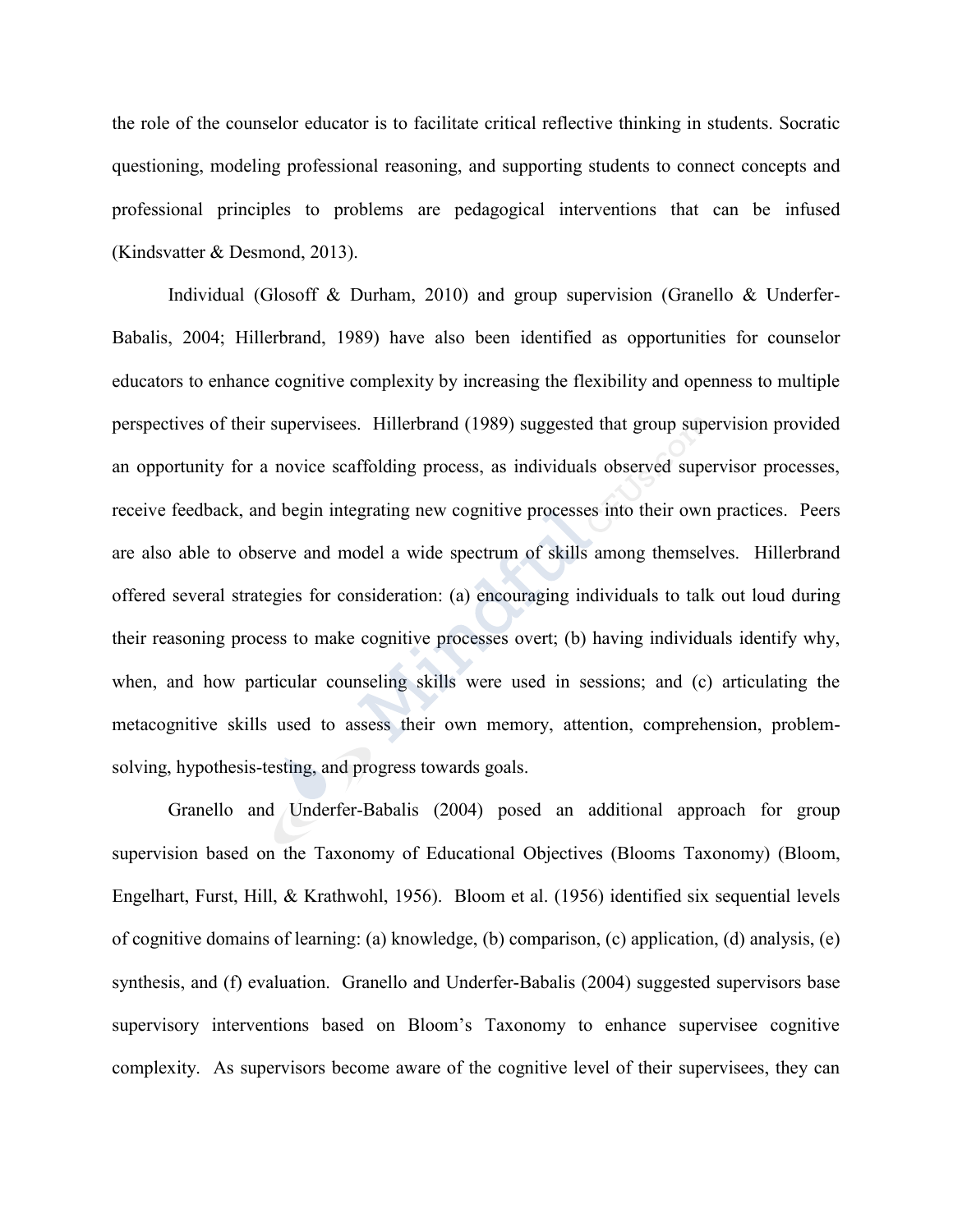the role of the counselor educator is to facilitate critical reflective thinking in students. Socratic questioning, modeling professional reasoning, and supporting students to connect concepts and professional principles to problems are pedagogical interventions that can be infused (Kindsvatter & Desmond, 2013).

Individual (Glosoff & Durham, 2010) and group supervision (Granello & Underfer-Babalis, 2004; Hillerbrand, 1989) have also been identified as opportunities for counselor educators to enhance cognitive complexity by increasing the flexibility and openness to multiple perspectives of their supervisees. Hillerbrand (1989) suggested that group supervision provided an opportunity for a novice scaffolding process, as individuals observed supervisor processes, receive feedback, and begin integrating new cognitive processes into their own practices. Peers are also able to observe and model a wide spectrum of skills among themselves. Hillerbrand offered several strategies for consideration: (a) encouraging individuals to talk out loud during their reasoning process to make cognitive processes overt; (b) having individuals identify why, when, and how particular counseling skills were used in sessions; and (c) articulating the metacognitive skills used to assess their own memory, attention, comprehension, problem-solving, hypothesis-testing, and progress towards goals.

Granello and Underfer-Babalis (2004) posed an additional approach for group supervision based on the Taxonomy of Educational Objectives (Blooms Taxonomy) (Bloom, Engelhart, Furst, Hill, & Krathwohl, 1956). Bloom et al. (1956) identified six sequential levels of cognitive domains of learning: (a) knowledge, (b) comparison, (c) application, (d) analysis, (e) synthesis, and (f) evaluation. Granello and Underfer-Babalis (2004) suggested supervisors base supervisory interventions based on Bloom's Taxonomy to enhance supervisee cognitive complexity. As supervisors become aware of the cognitive level of their supervisees, they can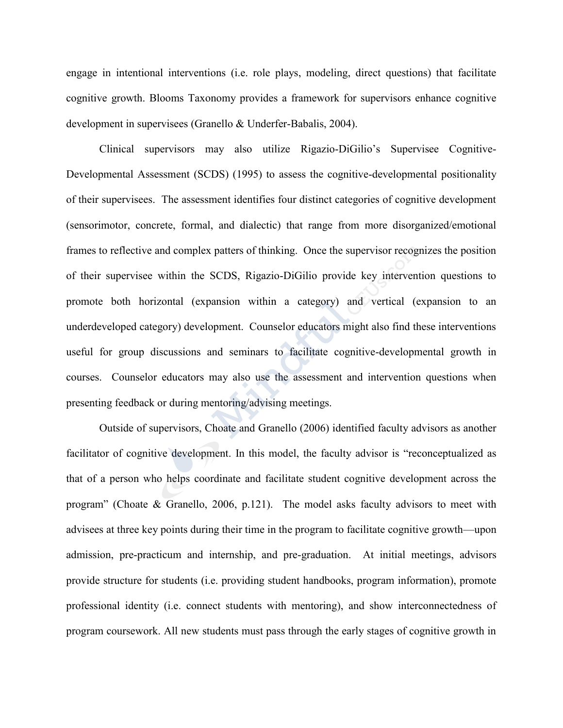engage in intentional interventions (i.e. role plays, modeling, direct questions) that facilitate cognitive growth. Blooms Taxonomy provides a framework for supervisors enhance cognitive development in supervisees (Granello & Underfer-Babalis, 2004).

Clinical supervisors may also utilize Rigazio-DiGilio's Supervisee Cognitive-Developmental Assessment (SCDS) (1995) to assess the cognitive-developmental positionality of their supervisees. The assessment identifies four distinct categories of cognitive development (sensorimotor, concrete, formal, and dialectic) that range from more disorganized/emotional frames to reflective and complex patters of thinking. Once the supervisor recognizes the position of their supervisee within the SCDS, Rigazio-DiGilio provide key intervention questions to promote both horizontal (expansion within a category) and vertical (expansion to an underdeveloped category) development. Counselor educators might also find these interventions useful for group discussions and seminars to facilitate cognitive-developmental growth in courses. Counselor educators may also use the assessment and intervention questions when presenting feedback or during mentoring/advising meetings.

Outside of supervisors, Choate and Granello (2006) identified faculty advisors as another facilitator of cognitive development. In this model, the faculty advisor is "reconceptualized as that of a person who helps coordinate and facilitate student cognitive development across the program" (Choate & Granello, 2006, p.121). The model asks faculty advisors to meet with advisees at three key points during their time in the program to facilitate cognitive growth—upon admission, pre-practicum and internship, and pre-graduation. At initial meetings, advisors provide structure for students (i.e. providing student handbooks, program information), promote professional identity (i.e. connect students with mentoring), and show interconnectedness of program coursework. All new students must pass through the early stages of cognitive growth in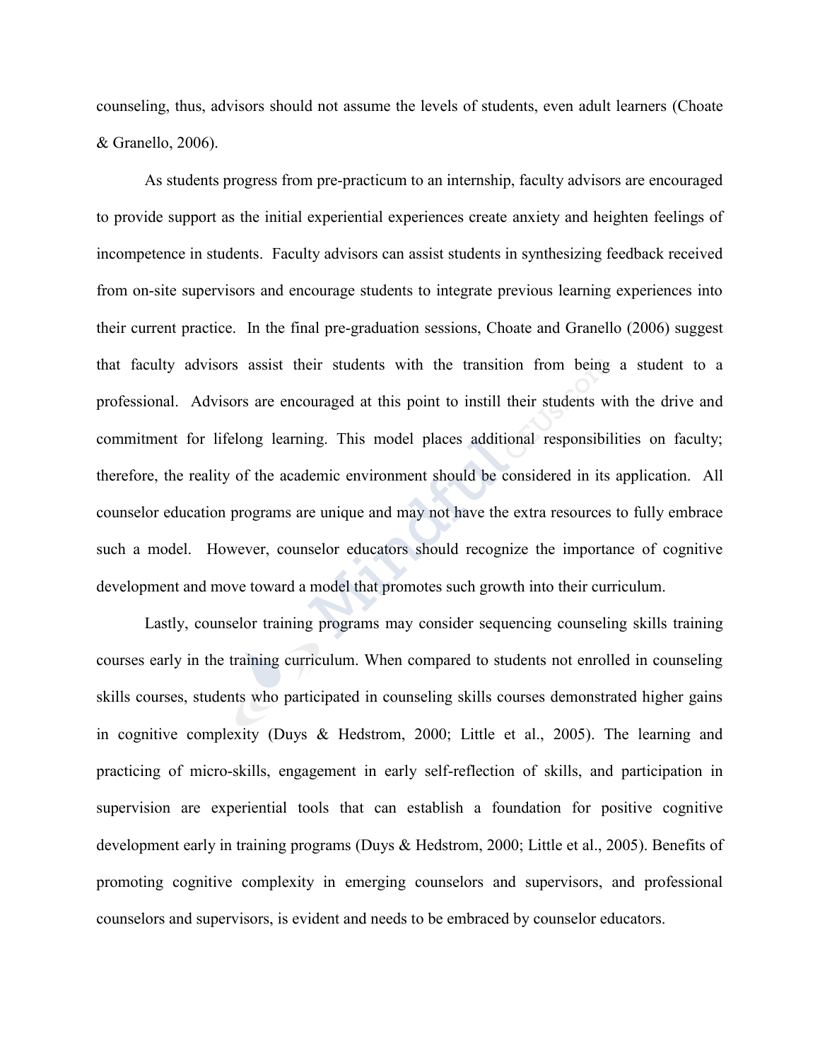counseling, thus, advisors should not assume the levels of students, even adult learners (Choate & Granello, 2006).

As students progress from pre-practicum to an internship, faculty advisors are encouraged to provide support as the initial experiential experiences create anxiety and heighten feelings of incompetence in students. Faculty advisors can assist students in synthesizing feedback received from on-site supervisors and encourage students to integrate previous learning experiences into their current practice. In the final pre-graduation sessions, Choate and Granello (2006) suggest that faculty advisors assist their students with the transition from being a student to a professional. Advisors are encouraged at this point to instill their students with the drive and commitment for lifelong learning. This model places additional responsibilities on faculty; therefore, the reality of the academic environment should be considered in its application. All counselor education programs are unique and may not have the extra resources to fully embrace such a model. However, counselor educators should recognize the importance of cognitive development and move toward a model that promotes such growth into their curriculum.

Lastly, counselor training programs may consider sequencing counseling skills training courses early in the training curriculum. When compared to students not enrolled in counseling skills courses, students who participated in counseling skills courses demonstrated higher gains in cognitive complexity (Duys & Hedstrom, 2000; Little et al., 2005). The learning and practicing of micro-skills, engagement in early self-reflection of skills, and participation in supervision are experiential tools that can establish a foundation for positive cognitive development early in training programs (Duys & Hedstrom, 2000; Little et al., 2005). Benefits of promoting cognitive complexity in emerging counselors and supervisors, and professional counselors and supervisors, is evident and needs to be embraced by counselor educators.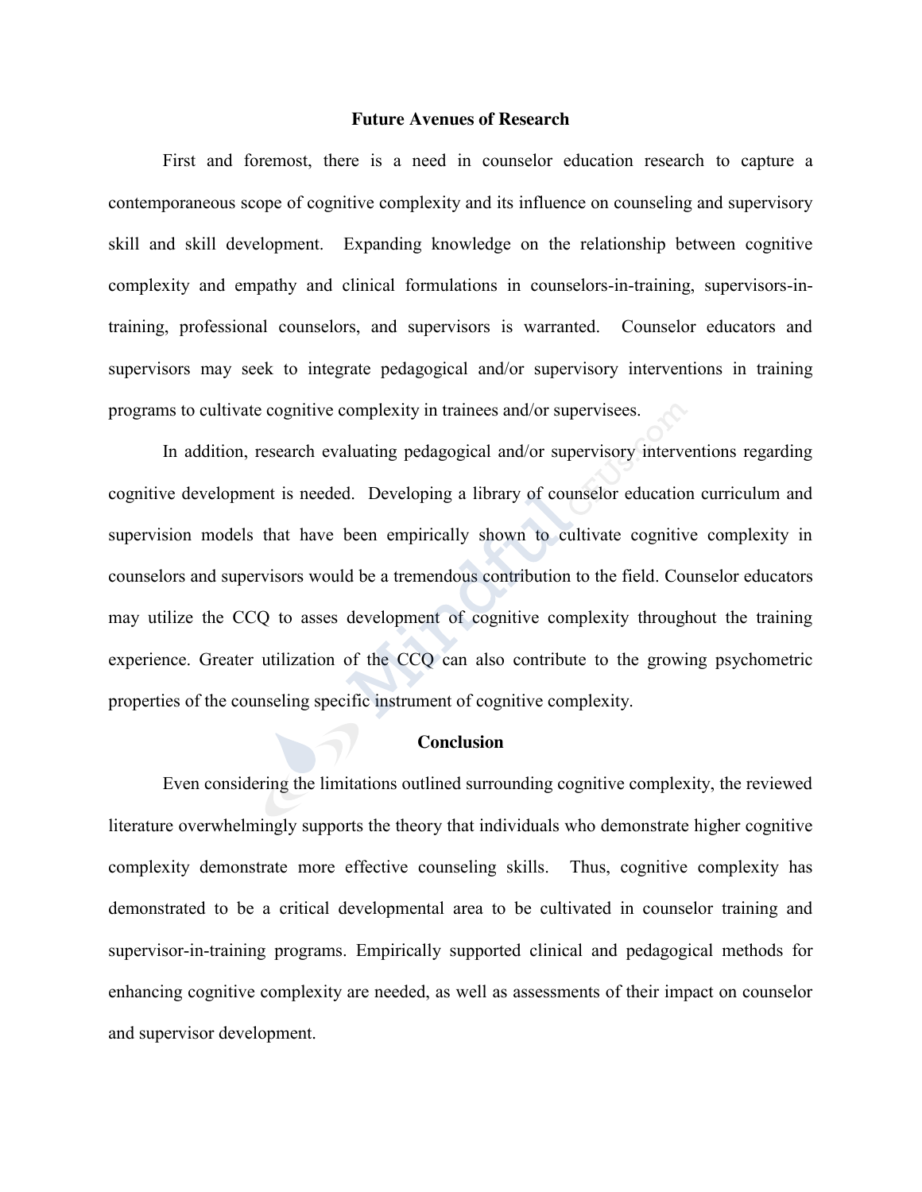## Future Avenues of Research

First and foremost, there is a need in counselor education research to capture a contemporaneous scope of cognitive complexity and its influence on counseling and supervisory skill and skill development. Expanding knowledge on the relationship between cognitive complexity and empathy and clinical formulations in counselors-in-training, supervisors-in-training, professional counselors, and supervisors is warranted. Counselor educators and supervisors may seek to integrate pedagogical and/or supervisory interventions in training programs to cultivate cognitive complexity in trainees and/or supervisees.

In addition, research evaluating pedagogical and/or supervisory interventions regarding cognitive development is needed. Developing a library of counselor education curriculum and supervision models that have been empirically shown to cultivate cognitive complexity in counselors and supervisors would be a tremendous contribution to the field. Counselor educators may utilize the CCQ to asses development of cognitive complexity throughout the training experience. Greater utilization of the CCQ can also contribute to the growing psychometric properties of the counseling specific instrument of cognitive complexity.

## Conclusion

Even considering the limitations outlined surrounding cognitive complexity, the reviewed literature overwhelmingly supports the theory that individuals who demonstrate higher cognitive complexity demonstrate more effective counseling skills. Thus, cognitive complexity has demonstrated to be a critical developmental area to be cultivated in counselor training and supervisor-in-training programs. Empirically supported clinical and pedagogical methods for enhancing cognitive complexity are needed, as well as assessments of their impact on counselor and supervisor development.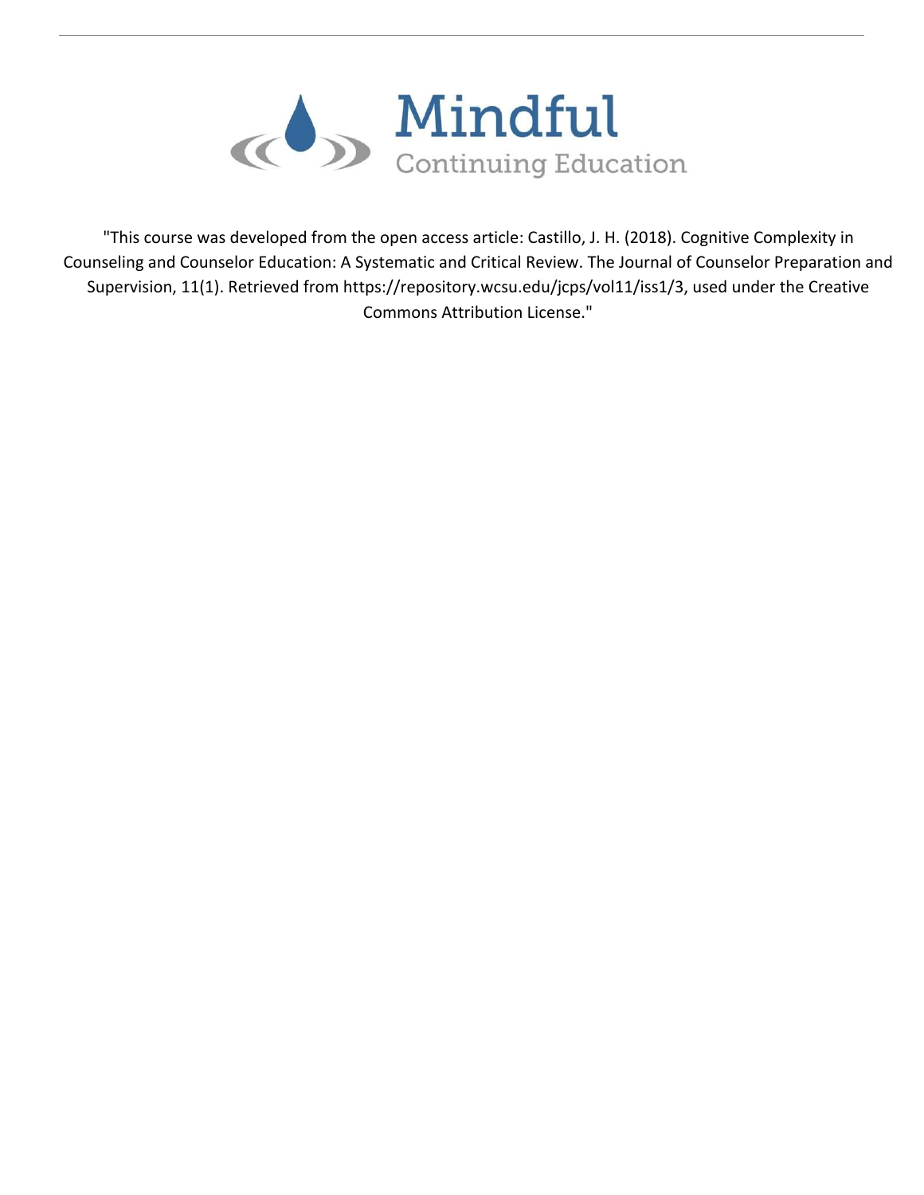Mindful

Continuing Education

"This course was developed from the open access article: Castillo, J. H. (2018). Cognitive Complexity in Counseling and Counselor Education: A Systematic and Critical Review. The Journal of Counselor Preparation and Supervision, 11(1). Retrieved from https://repository.wcsu.edu/jcps/vol11/iss1/3, used under the Creative Commons Attribution License."